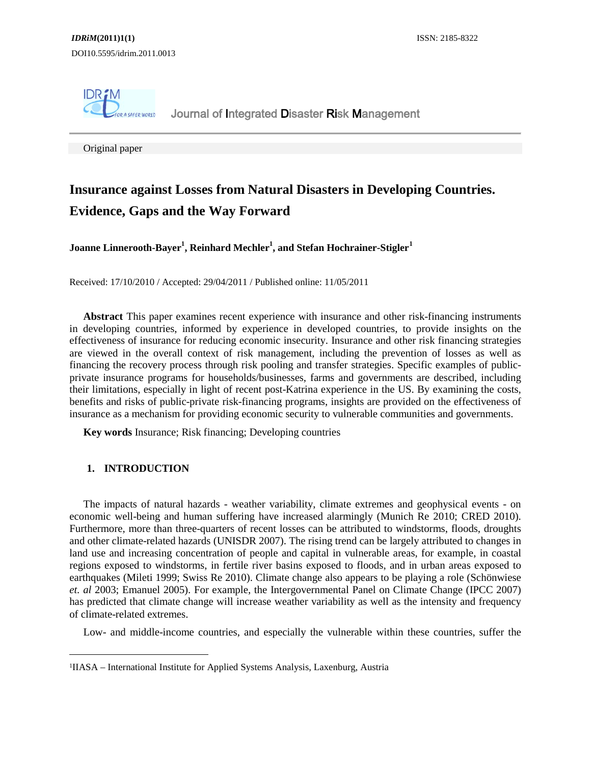Original paper

# Insurance against Losses from Natural Disasters in Developing Countries. Evidence, Gaps and the Way Forward

**Joanne Linnerooth-Bayer[1], Reinhard Mechler[1], and Stefan Hochrainer-Stigler[1]**

Received: 17/10/2010 / Accepted: 29/04/2011 / Published online: 11/05/2011

**Abstract** This paper examines recent experience with insurance and other risk-financing instruments in developing countries, informed by experience in developed countries, to provide insights on the effectiveness of insurance for reducing economic insecurity. Insurance and other risk financing strategies are viewed in the overall context of risk management, including the prevention of losses as well as financing the recovery process through risk pooling and transfer strategies. Specific examples of public-private insurance programs for households/businesses, farms and governments are described, including their limitations, especially in light of recent post-Katrina experience in the US. By examining the costs, benefits and risks of public-private risk-financing programs, insights are provided on the effectiveness of insurance as a mechanism for providing economic security to vulnerable communities and governments.

**Key words** Insurance; Risk financing; Developing countries

## 1. INTRODUCTION

The impacts of natural hazards - weather variability, climate extremes and geophysical events - on economic well-being and human suffering have increased alarmingly (Munich Re 2010; CRED 2010). Furthermore, more than three-quarters of recent losses can be attributed to windstorms, floods, droughts and other climate-related hazards (UNISDR 2007). The rising trend can be largely attributed to changes in land use and increasing concentration of people and capital in vulnerable areas, for example, in coastal regions exposed to windstorms, in fertile river basins exposed to floods, and in urban areas exposed to earthquakes (Mileti 1999; Swiss Re 2010). Climate change also appears to be playing a role (Schönwiese *et. al* 2003; Emanuel 2005). For example, the Intergovernmental Panel on Climate Change (IPCC 2007) has predicted that climate change will increase weather variability as well as the intensity and frequency of climate-related extremes.

Low- and middle-income countries, and especially the vulnerable within these countries, suffer the

[1]IIASA – International Institute for Applied Systems Analysis, Laxenburg, Austria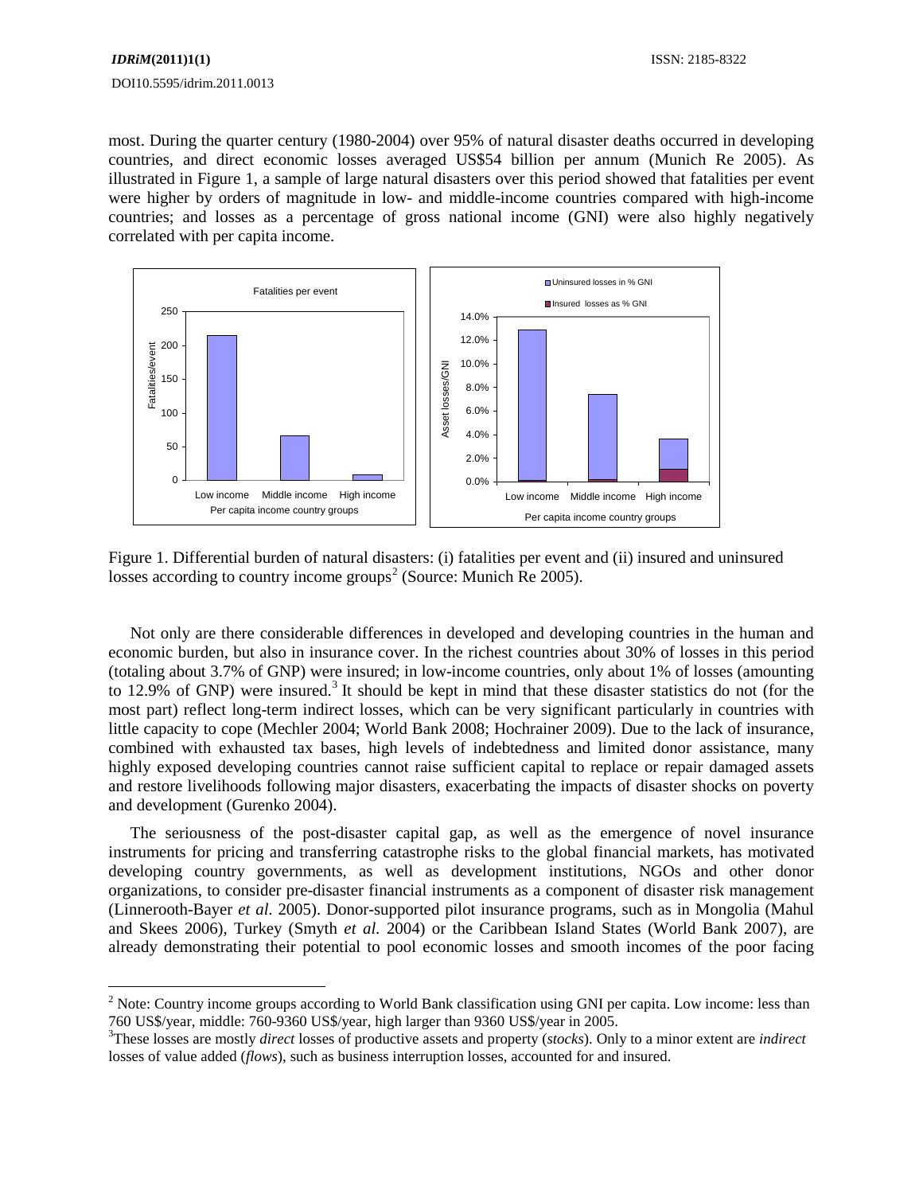most. During the quarter century (1980-2004) over 95% of natural disaster deaths occurred in developing countries, and direct economic losses averaged US$54 billion per annum (Munich Re 2005). As illustrated in Figure 1, a sample of large natural disasters over this period showed that fatalities per event were higher by orders of magnitude in low- and middle-income countries compared with high-income countries; and losses as a percentage of gross national income (GNI) were also highly negatively correlated with per capita income.

Fatalities per event

Fatalities/event

250
200
150
100
50
0

Low income
Middle income
High income

Per capita income country groups

Uninsured losses in % GNI
Insured losses as % GNI

Asset losses/GNI

14.0%
12.0%
10.0%
8.0%
6.0%
4.0%
2.0%
0.0%

Low income
Middle income
High income

Per capita income country groups

Figure 1. Differential burden of natural disasters: (i) fatalities per event and (ii) insured and uninsured losses according to country income groups[2] (Source: Munich Re 2005).

Not only are there considerable differences in developed and developing countries in the human and economic burden, but also in insurance cover. In the richest countries about 30% of losses in this period (totaling about 3.7% of GNP) were insured; in low-income countries, only about 1% of losses (amounting to 12.9% of GNP) were insured.[3] It should be kept in mind that these disaster statistics do not (for the most part) reflect long-term indirect losses, which can be very significant particularly in countries with little capacity to cope (Mechler 2004; World Bank 2008; Hochrainer 2009). Due to the lack of insurance, combined with exhausted tax bases, high levels of indebtedness and limited donor assistance, many highly exposed developing countries cannot raise sufficient capital to replace or repair damaged assets and restore livelihoods following major disasters, exacerbating the impacts of disaster shocks on poverty and development (Gurenko 2004).

The seriousness of the post-disaster capital gap, as well as the emergence of novel insurance instruments for pricing and transferring catastrophe risks to the global financial markets, has motivated developing country governments, as well as development institutions, NGOs and other donor organizations, to consider pre-disaster financial instruments as a component of disaster risk management (Linnerooth-Bayer *et al.* 2005). Donor-supported pilot insurance programs, such as in Mongolia (Mahul and Skees 2006), Turkey (Smyth *et al.* 2004) or the Caribbean Island States (World Bank 2007), are already demonstrating their potential to pool economic losses and smooth incomes of the poor facing

[2] Note: Country income groups according to World Bank classification using GNI per capita. Low income: less than 760 US$/year, middle: 760-9360 US$/year, high larger than 9360 US$/year in 2005.

[3] These losses are mostly *direct* losses of productive assets and property (*stocks*). Only to a minor extent are *indirect* losses of value added (*flows*), such as business interruption losses, accounted for and insured.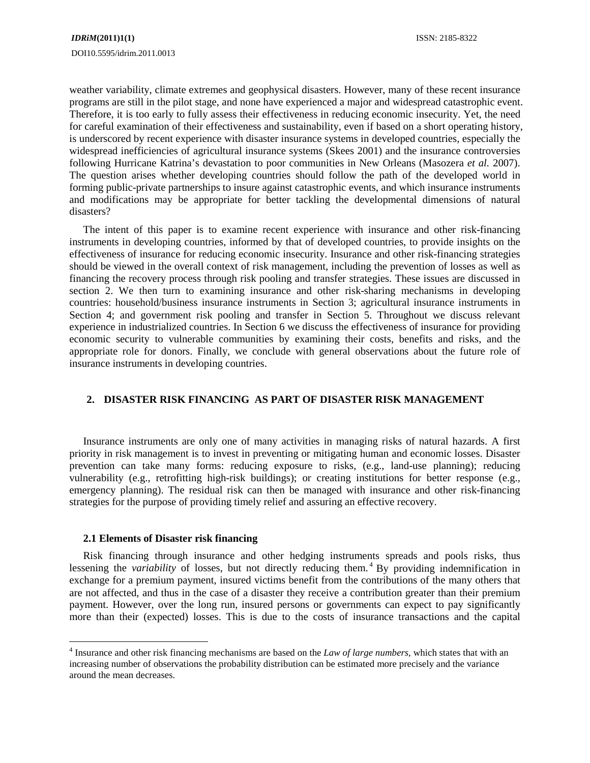weather variability, climate extremes and geophysical disasters. However, many of these recent insurance programs are still in the pilot stage, and none have experienced a major and widespread catastrophic event. Therefore, it is too early to fully assess their effectiveness in reducing economic insecurity. Yet, the need for careful examination of their effectiveness and sustainability, even if based on a short operating history, is underscored by recent experience with disaster insurance systems in developed countries, especially the widespread inefficiencies of agricultural insurance systems (Skees 2001) and the insurance controversies following Hurricane Katrina's devastation to poor communities in New Orleans (Masozera *et al.* 2007). The question arises whether developing countries should follow the path of the developed world in forming public-private partnerships to insure against catastrophic events, and which insurance instruments and modifications may be appropriate for better tackling the developmental dimensions of natural disasters?

The intent of this paper is to examine recent experience with insurance and other risk-financing instruments in developing countries, informed by that of developed countries, to provide insights on the effectiveness of insurance for reducing economic insecurity. Insurance and other risk-financing strategies should be viewed in the overall context of risk management, including the prevention of losses as well as financing the recovery process through risk pooling and transfer strategies. These issues are discussed in section 2. We then turn to examining insurance and other risk-sharing mechanisms in developing countries: household/business insurance instruments in Section 3; agricultural insurance instruments in Section 4; and government risk pooling and transfer in Section 5. Throughout we discuss relevant experience in industrialized countries. In Section 6 we discuss the effectiveness of insurance for providing economic security to vulnerable communities by examining their costs, benefits and risks, and the appropriate role for donors. Finally, we conclude with general observations about the future role of insurance instruments in developing countries.

## 2. DISASTER RISK FINANCING AS PART OF DISASTER RISK MANAGEMENT

Insurance instruments are only one of many activities in managing risks of natural hazards. A first priority in risk management is to invest in preventing or mitigating human and economic losses. Disaster prevention can take many forms: reducing exposure to risks, (e.g., land-use planning); reducing vulnerability (e.g., retrofitting high-risk buildings); or creating institutions for better response (e.g., emergency planning). The residual risk can then be managed with insurance and other risk-financing strategies for the purpose of providing timely relief and assuring an effective recovery.

### 2.1 Elements of Disaster risk financing

Risk financing through insurance and other hedging instruments spreads and pools risks, thus lessening the *variability* of losses, but not directly reducing them.[4] By providing indemnification in exchange for a premium payment, insured victims benefit from the contributions of the many others that are not affected, and thus in the case of a disaster they receive a contribution greater than their premium payment. However, over the long run, insured persons or governments can expect to pay significantly more than their (expected) losses. This is due to the costs of insurance transactions and the capital

[4] Insurance and other risk financing mechanisms are based on the *Law of large numbers*, which states that with an increasing number of observations the probability distribution can be estimated more precisely and the variance around the mean decreases.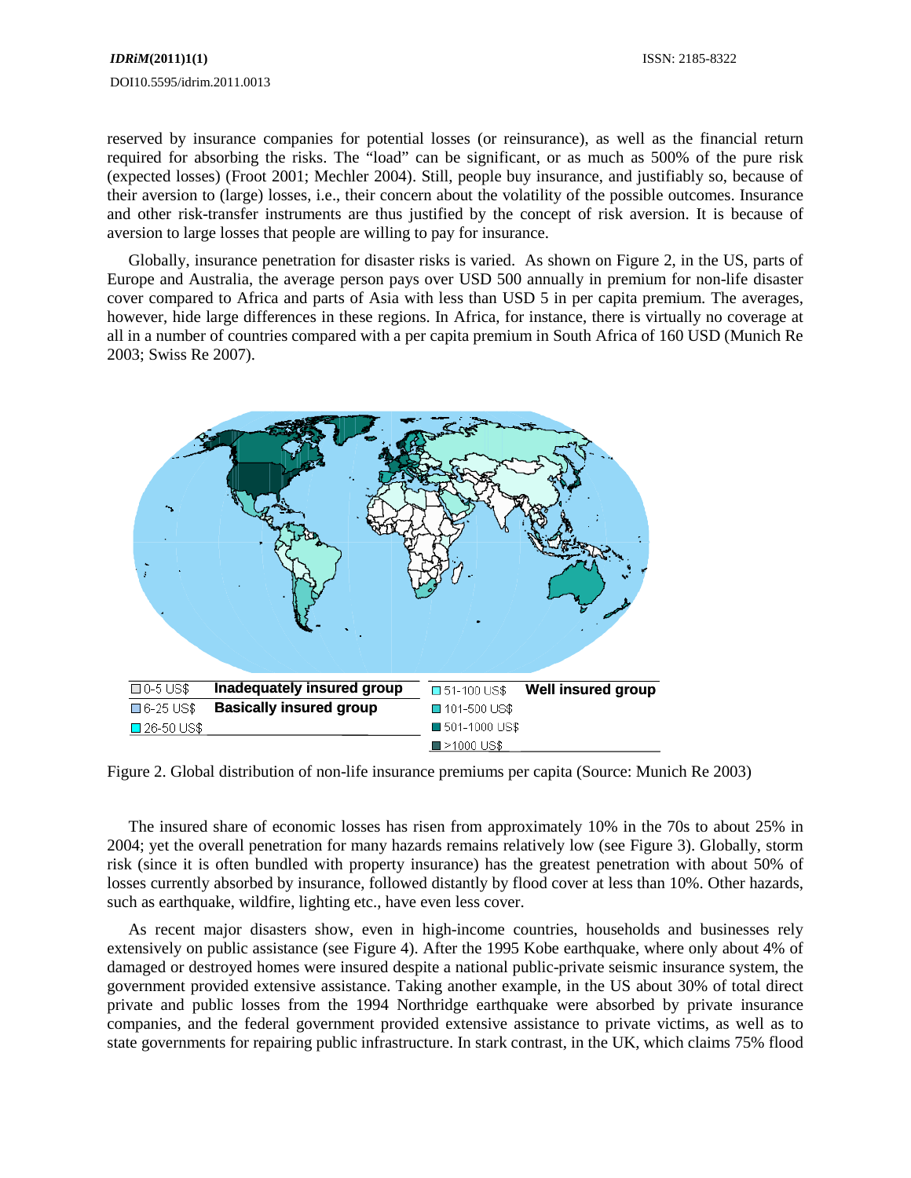reserved by insurance companies for potential losses (or reinsurance), as well as the financial return required for absorbing the risks. The "load" can be significant, or as much as 500% of the pure risk (expected losses) (Froot 2001; Mechler 2004). Still, people buy insurance, and justifiably so, because of their aversion to (large) losses, i.e., their concern about the volatility of the possible outcomes. Insurance and other risk-transfer instruments are thus justified by the concept of risk aversion. It is because of aversion to large losses that people are willing to pay for insurance.

Globally, insurance penetration for disaster risks is varied. As shown on Figure 2, in the US, parts of Europe and Australia, the average person pays over USD 500 annually in premium for non-life disaster cover compared to Africa and parts of Asia with less than USD 5 in per capita premium. The averages, however, hide large differences in these regions. In Africa, for instance, there is virtually no coverage at all in a number of countries compared with a per capita premium in South Africa of 160 USD (Munich Re 2003; Swiss Re 2007).

0-5 US$ **Inadequately insured group**
6-25 US$ **Basically insured group**
26-50 US$
51-100 US$ **Well insured group**
101-500 US$
501-1000 US$
>1000 US$

Figure 2. Global distribution of non-life insurance premiums per capita (Source: Munich Re 2003)

The insured share of economic losses has risen from approximately 10% in the 70s to about 25% in 2004; yet the overall penetration for many hazards remains relatively low (see Figure 3). Globally, storm risk (since it is often bundled with property insurance) has the greatest penetration with about 50% of losses currently absorbed by insurance, followed distantly by flood cover at less than 10%. Other hazards, such as earthquake, wildfire, lighting etc., have even less cover.

As recent major disasters show, even in high-income countries, households and businesses rely extensively on public assistance (see Figure 4). After the 1995 Kobe earthquake, where only about 4% of damaged or destroyed homes were insured despite a national public-private seismic insurance system, the government provided extensive assistance. Taking another example, in the US about 30% of total direct private and public losses from the 1994 Northridge earthquake were absorbed by private insurance companies, and the federal government provided extensive assistance to private victims, as well as to state governments for repairing public infrastructure. In stark contrast, in the UK, which claims 75% flood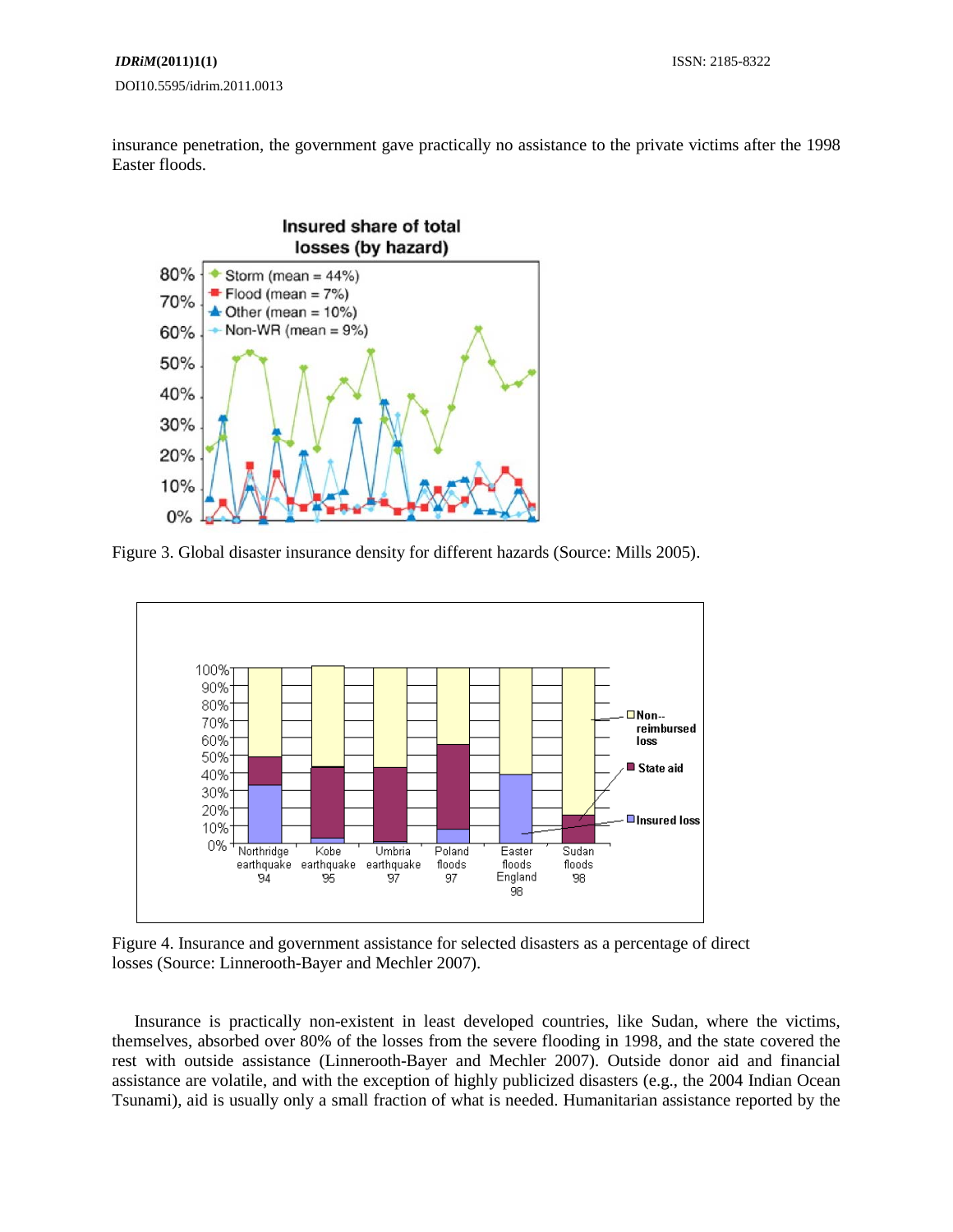insurance penetration, the government gave practically no assistance to the private victims after the 1998 Easter floods.

Insured share of total losses (by hazard)

80%
70%
60%
50%
40%
30%
20%
10%
0%

Storm (mean = 44%)
Flood (mean = 7%)
Other (mean = 10%)
Non-WR (mean = 9%)

Figure 3. Global disaster insurance density for different hazards (Source: Mills 2005).

100%
90%
80%
70%
60%
50%
40%
30%
20%
10%
0%

Northridge earthquake '94
Kobe earthquake '95
Umbria earthquake '97
Poland floods '97
Easter floods England '98
Sudan floods '98

Non-reimbursed loss
State aid
Insured loss

Figure 4. Insurance and government assistance for selected disasters as a percentage of direct losses (Source: Linnerooth-Bayer and Mechler 2007).

Insurance is practically non-existent in least developed countries, like Sudan, where the victims, themselves, absorbed over 80% of the losses from the severe flooding in 1998, and the state covered the rest with outside assistance (Linnerooth-Bayer and Mechler 2007). Outside donor aid and financial assistance are volatile, and with the exception of highly publicized disasters (e.g., the 2004 Indian Ocean Tsunami), aid is usually only a small fraction of what is needed. Humanitarian assistance reported by the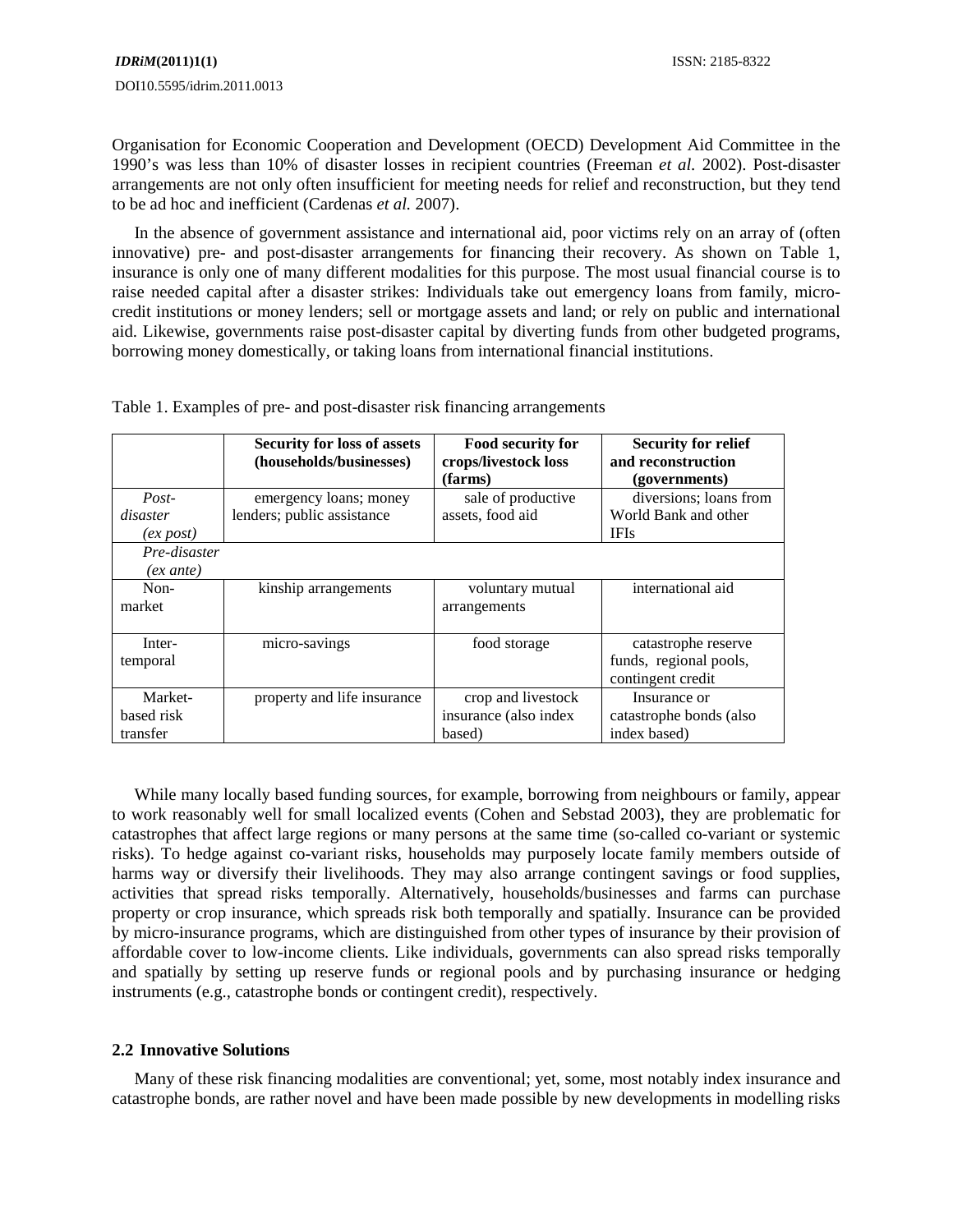Organisation for Economic Cooperation and Development (OECD) Development Aid Committee in the 1990's was less than 10% of disaster losses in recipient countries (Freeman *et al.* 2002). Post-disaster arrangements are not only often insufficient for meeting needs for relief and reconstruction, but they tend to be ad hoc and inefficient (Cardenas *et al.* 2007).

In the absence of government assistance and international aid, poor victims rely on an array of (often innovative) pre- and post-disaster arrangements for financing their recovery. As shown on Table 1, insurance is only one of many different modalities for this purpose. The most usual financial course is to raise needed capital after a disaster strikes: Individuals take out emergency loans from family, micro-credit institutions or money lenders; sell or mortgage assets and land; or rely on public and international aid. Likewise, governments raise post-disaster capital by diverting funds from other budgeted programs, borrowing money domestically, or taking loans from international financial institutions.

Table 1. Examples of pre- and post-disaster risk financing arrangements

| | **Security for loss of assets (households/businesses)** | **Food security for crops/livestock loss (farms)** | **Security for relief and reconstruction (governments)** |
|---|---|---|---|
| *Post-disaster (ex post)* | emergency loans; money lenders; public assistance | sale of productive assets, food aid | diversions; loans from World Bank and other IFIs |
| *Pre-disaster (ex ante)* | | | |
| Non-market | kinship arrangements | voluntary mutual arrangements | international aid |
| Inter-temporal | micro-savings | food storage | catastrophe reserve funds, regional pools, contingent credit |
| Market-based risk transfer | property and life insurance | crop and livestock insurance (also index based) | Insurance or catastrophe bonds (also index based) |

While many locally based funding sources, for example, borrowing from neighbours or family, appear to work reasonably well for small localized events (Cohen and Sebstad 2003), they are problematic for catastrophes that affect large regions or many persons at the same time (so-called co-variant or systemic risks). To hedge against co-variant risks, households may purposely locate family members outside of harms way or diversify their livelihoods. They may also arrange contingent savings or food supplies, activities that spread risks temporally. Alternatively, households/businesses and farms can purchase property or crop insurance, which spreads risk both temporally and spatially. Insurance can be provided by micro-insurance programs, which are distinguished from other types of insurance by their provision of affordable cover to low-income clients. Like individuals, governments can also spread risks temporally and spatially by setting up reserve funds or regional pools and by purchasing insurance or hedging instruments (e.g., catastrophe bonds or contingent credit), respectively.

## 2.2 Innovative Solutions

Many of these risk financing modalities are conventional; yet, some, most notably index insurance and catastrophe bonds, are rather novel and have been made possible by new developments in modelling risks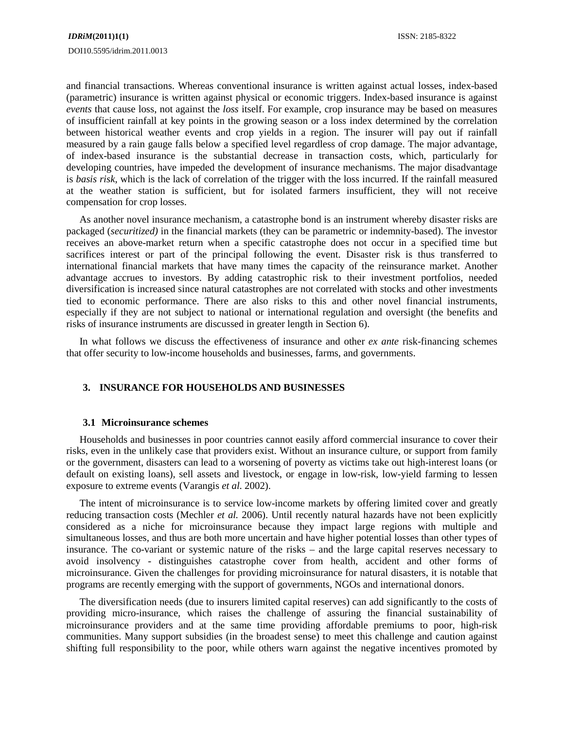and financial transactions. Whereas conventional insurance is written against actual losses, index-based (parametric) insurance is written against physical or economic triggers. Index-based insurance is against *events* that cause loss, not against the *loss* itself. For example, crop insurance may be based on measures of insufficient rainfall at key points in the growing season or a loss index determined by the correlation between historical weather events and crop yields in a region. The insurer will pay out if rainfall measured by a rain gauge falls below a specified level regardless of crop damage. The major advantage, of index-based insurance is the substantial decrease in transaction costs, which, particularly for developing countries, have impeded the development of insurance mechanisms. The major disadvantage is *basis risk*, which is the lack of correlation of the trigger with the loss incurred. If the rainfall measured at the weather station is sufficient, but for isolated farmers insufficient, they will not receive compensation for crop losses.

As another novel insurance mechanism, a catastrophe bond is an instrument whereby disaster risks are packaged (*securitized)* in the financial markets (they can be parametric or indemnity-based). The investor receives an above-market return when a specific catastrophe does not occur in a specified time but sacrifices interest or part of the principal following the event. Disaster risk is thus transferred to international financial markets that have many times the capacity of the reinsurance market. Another advantage accrues to investors. By adding catastrophic risk to their investment portfolios, needed diversification is increased since natural catastrophes are not correlated with stocks and other investments tied to economic performance. There are also risks to this and other novel financial instruments, especially if they are not subject to national or international regulation and oversight (the benefits and risks of insurance instruments are discussed in greater length in Section 6).

In what follows we discuss the effectiveness of insurance and other *ex ante* risk-financing schemes that offer security to low-income households and businesses, farms, and governments.

## 3. INSURANCE FOR HOUSEHOLDS AND BUSINESSES

### 3.1 Microinsurance schemes

Households and businesses in poor countries cannot easily afford commercial insurance to cover their risks, even in the unlikely case that providers exist. Without an insurance culture, or support from family or the government, disasters can lead to a worsening of poverty as victims take out high-interest loans (or default on existing loans), sell assets and livestock, or engage in low-risk, low-yield farming to lessen exposure to extreme events (Varangis *et al.* 2002).

The intent of microinsurance is to service low-income markets by offering limited cover and greatly reducing transaction costs (Mechler *et al.* 2006). Until recently natural hazards have not been explicitly considered as a niche for microinsurance because they impact large regions with multiple and simultaneous losses, and thus are both more uncertain and have higher potential losses than other types of insurance. The co-variant or systemic nature of the risks – and the large capital reserves necessary to avoid insolvency - distinguishes catastrophe cover from health, accident and other forms of microinsurance. Given the challenges for providing microinsurance for natural disasters, it is notable that programs are recently emerging with the support of governments, NGOs and international donors.

The diversification needs (due to insurers limited capital reserves) can add significantly to the costs of providing micro-insurance, which raises the challenge of assuring the financial sustainability of microinsurance providers and at the same time providing affordable premiums to poor, high-risk communities. Many support subsidies (in the broadest sense) to meet this challenge and caution against shifting full responsibility to the poor, while others warn against the negative incentives promoted by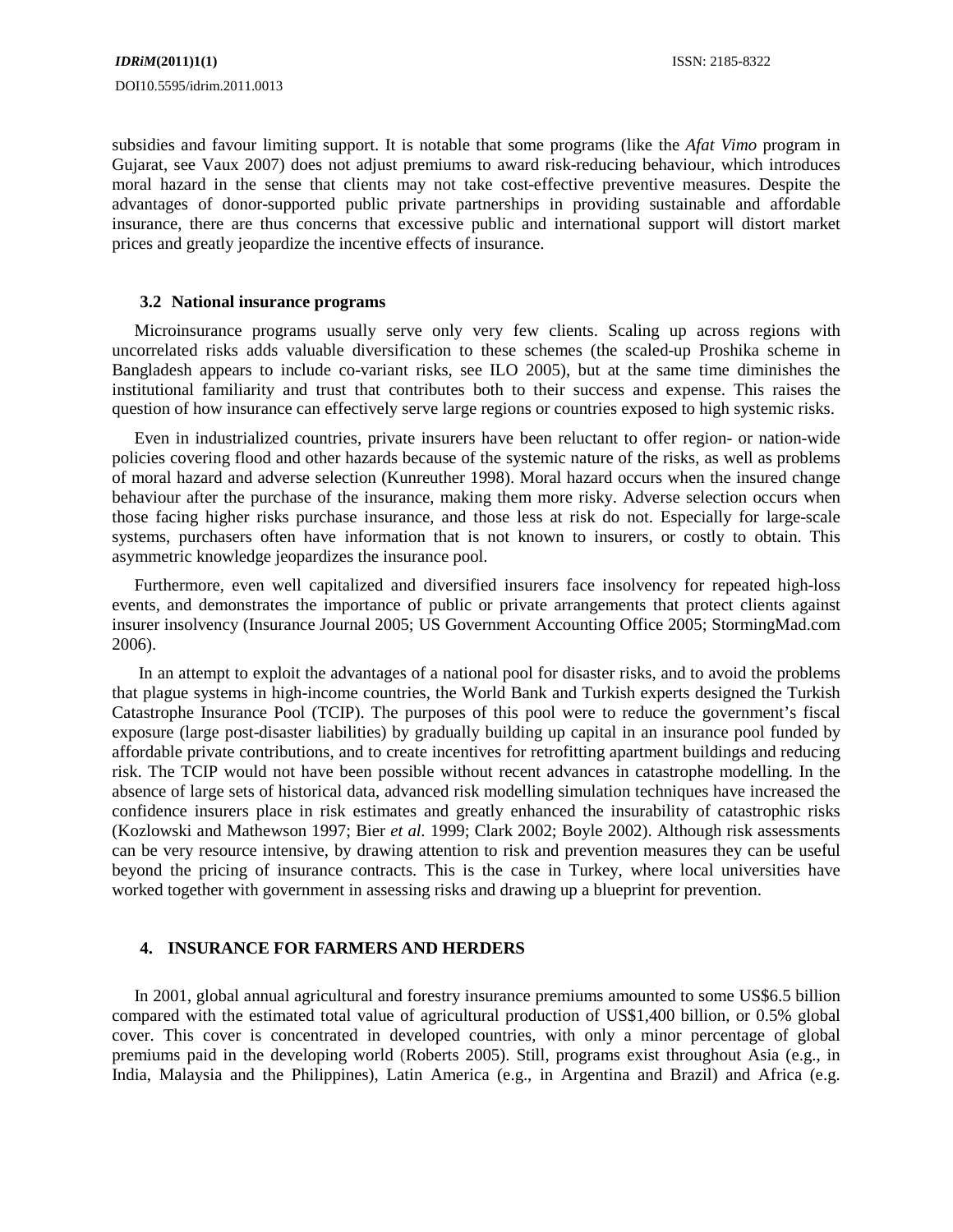subsidies and favour limiting support. It is notable that some programs (like the *Afat Vimo* program in Gujarat, see Vaux 2007) does not adjust premiums to award risk-reducing behaviour, which introduces moral hazard in the sense that clients may not take cost-effective preventive measures. Despite the advantages of donor-supported public private partnerships in providing sustainable and affordable insurance, there are thus concerns that excessive public and international support will distort market prices and greatly jeopardize the incentive effects of insurance.

### 3.2 National insurance programs

Microinsurance programs usually serve only very few clients. Scaling up across regions with uncorrelated risks adds valuable diversification to these schemes (the scaled-up Proshika scheme in Bangladesh appears to include co-variant risks, see ILO 2005), but at the same time diminishes the institutional familiarity and trust that contributes both to their success and expense. This raises the question of how insurance can effectively serve large regions or countries exposed to high systemic risks.

Even in industrialized countries, private insurers have been reluctant to offer region- or nation-wide policies covering flood and other hazards because of the systemic nature of the risks, as well as problems of moral hazard and adverse selection (Kunreuther 1998). Moral hazard occurs when the insured change behaviour after the purchase of the insurance, making them more risky. Adverse selection occurs when those facing higher risks purchase insurance, and those less at risk do not. Especially for large-scale systems, purchasers often have information that is not known to insurers, or costly to obtain. This asymmetric knowledge jeopardizes the insurance pool.

Furthermore, even well capitalized and diversified insurers face insolvency for repeated high-loss events, and demonstrates the importance of public or private arrangements that protect clients against insurer insolvency (Insurance Journal 2005; US Government Accounting Office 2005; StormingMad.com 2006).

In an attempt to exploit the advantages of a national pool for disaster risks, and to avoid the problems that plague systems in high-income countries, the World Bank and Turkish experts designed the Turkish Catastrophe Insurance Pool (TCIP). The purposes of this pool were to reduce the government's fiscal exposure (large post-disaster liabilities) by gradually building up capital in an insurance pool funded by affordable private contributions, and to create incentives for retrofitting apartment buildings and reducing risk. The TCIP would not have been possible without recent advances in catastrophe modelling. In the absence of large sets of historical data, advanced risk modelling simulation techniques have increased the confidence insurers place in risk estimates and greatly enhanced the insurability of catastrophic risks (Kozlowski and Mathewson 1997; Bier *et al.* 1999; Clark 2002; Boyle 2002). Although risk assessments can be very resource intensive, by drawing attention to risk and prevention measures they can be useful beyond the pricing of insurance contracts. This is the case in Turkey, where local universities have worked together with government in assessing risks and drawing up a blueprint for prevention.

## 4. INSURANCE FOR FARMERS AND HERDERS

In 2001, global annual agricultural and forestry insurance premiums amounted to some US$6.5 billion compared with the estimated total value of agricultural production of US$1,400 billion, or 0.5% global cover. This cover is concentrated in developed countries, with only a minor percentage of global premiums paid in the developing world (Roberts 2005). Still, programs exist throughout Asia (e.g., in India, Malaysia and the Philippines), Latin America (e.g., in Argentina and Brazil) and Africa (e.g.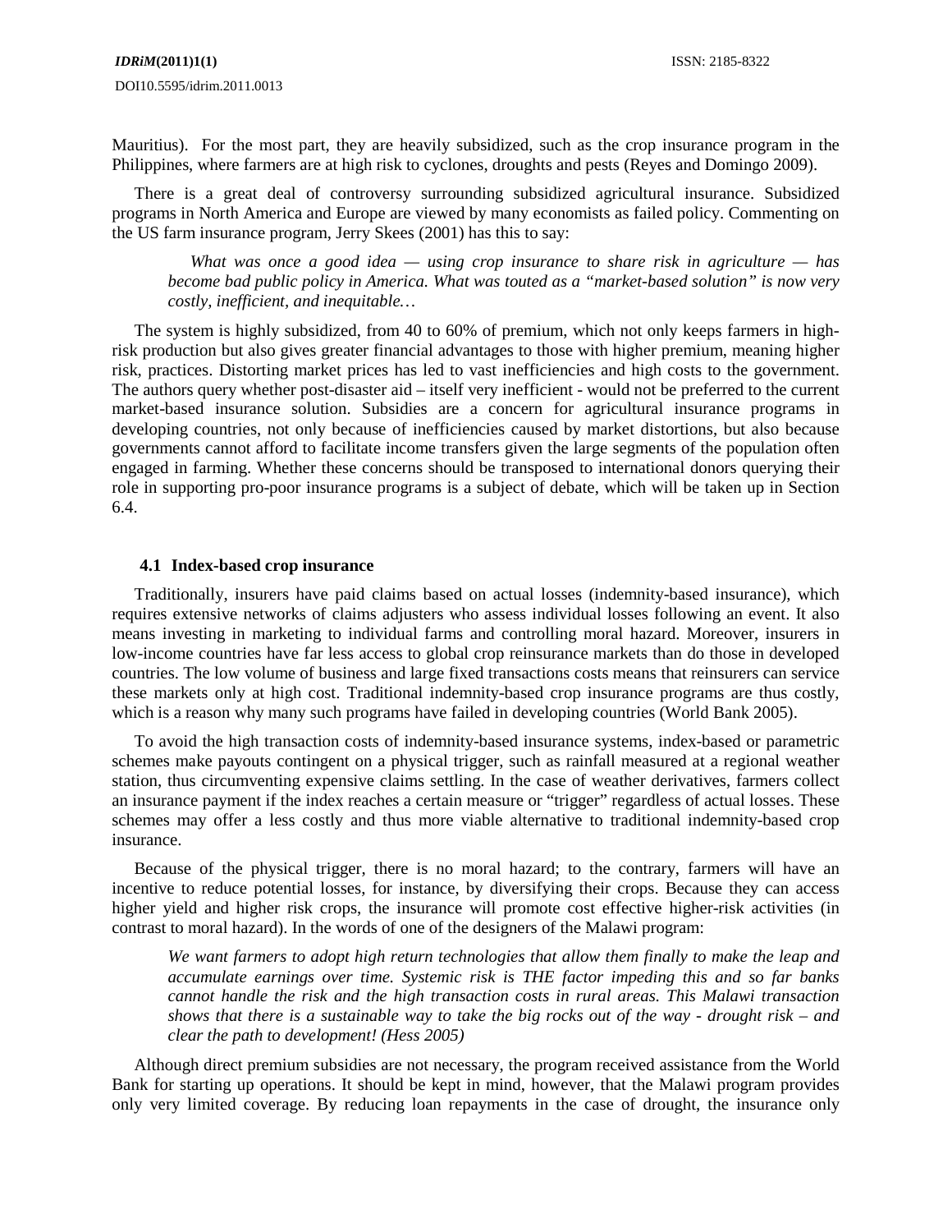Mauritius). For the most part, they are heavily subsidized, such as the crop insurance program in the Philippines, where farmers are at high risk to cyclones, droughts and pests (Reyes and Domingo 2009).

There is a great deal of controversy surrounding subsidized agricultural insurance. Subsidized programs in North America and Europe are viewed by many economists as failed policy. Commenting on the US farm insurance program, Jerry Skees (2001) has this to say:

> *What was once a good idea — using crop insurance to share risk in agriculture — has become bad public policy in America. What was touted as a "market-based solution" is now very costly, inefficient, and inequitable…*

The system is highly subsidized, from 40 to 60% of premium, which not only keeps farmers in high-risk production but also gives greater financial advantages to those with higher premium, meaning higher risk, practices. Distorting market prices has led to vast inefficiencies and high costs to the government. The authors query whether post-disaster aid – itself very inefficient - would not be preferred to the current market-based insurance solution. Subsidies are a concern for agricultural insurance programs in developing countries, not only because of inefficiencies caused by market distortions, but also because governments cannot afford to facilitate income transfers given the large segments of the population often engaged in farming. Whether these concerns should be transposed to international donors querying their role in supporting pro-poor insurance programs is a subject of debate, which will be taken up in Section 6.4.

### 4.1 Index-based crop insurance

Traditionally, insurers have paid claims based on actual losses (indemnity-based insurance), which requires extensive networks of claims adjusters who assess individual losses following an event. It also means investing in marketing to individual farms and controlling moral hazard. Moreover, insurers in low-income countries have far less access to global crop reinsurance markets than do those in developed countries. The low volume of business and large fixed transactions costs means that reinsurers can service these markets only at high cost. Traditional indemnity-based crop insurance programs are thus costly, which is a reason why many such programs have failed in developing countries (World Bank 2005).

To avoid the high transaction costs of indemnity-based insurance systems, index-based or parametric schemes make payouts contingent on a physical trigger, such as rainfall measured at a regional weather station, thus circumventing expensive claims settling. In the case of weather derivatives, farmers collect an insurance payment if the index reaches a certain measure or "trigger" regardless of actual losses. These schemes may offer a less costly and thus more viable alternative to traditional indemnity-based crop insurance.

Because of the physical trigger, there is no moral hazard; to the contrary, farmers will have an incentive to reduce potential losses, for instance, by diversifying their crops. Because they can access higher yield and higher risk crops, the insurance will promote cost effective higher-risk activities (in contrast to moral hazard). In the words of one of the designers of the Malawi program:

> *We want farmers to adopt high return technologies that allow them finally to make the leap and accumulate earnings over time. Systemic risk is THE factor impeding this and so far banks cannot handle the risk and the high transaction costs in rural areas. This Malawi transaction shows that there is a sustainable way to take the big rocks out of the way - drought risk – and clear the path to development! (Hess 2005)*

Although direct premium subsidies are not necessary, the program received assistance from the World Bank for starting up operations. It should be kept in mind, however, that the Malawi program provides only very limited coverage. By reducing loan repayments in the case of drought, the insurance only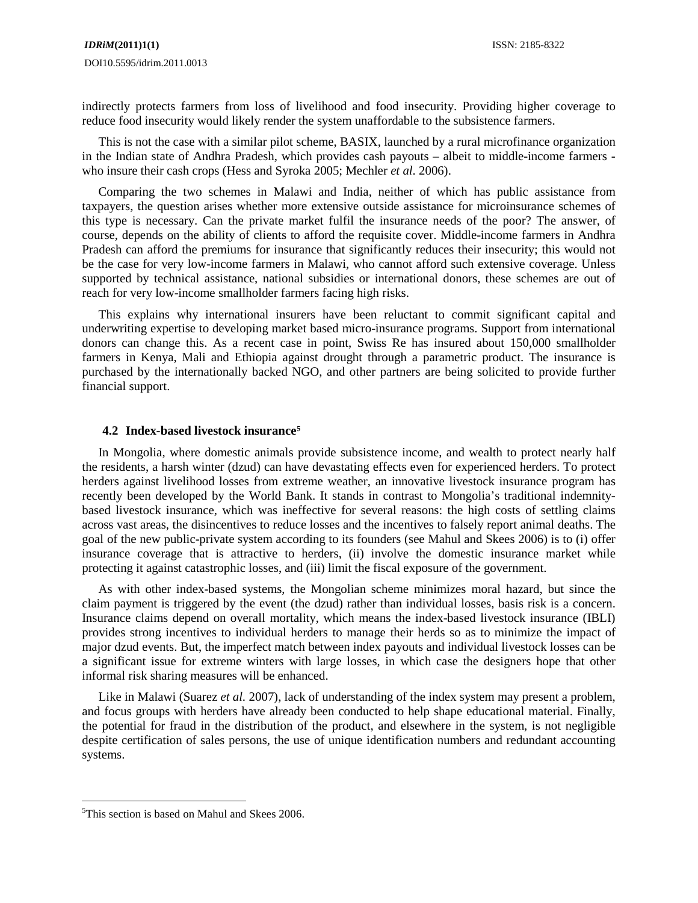indirectly protects farmers from loss of livelihood and food insecurity. Providing higher coverage to reduce food insecurity would likely render the system unaffordable to the subsistence farmers.

This is not the case with a similar pilot scheme, BASIX, launched by a rural microfinance organization in the Indian state of Andhra Pradesh, which provides cash payouts – albeit to middle-income farmers - who insure their cash crops (Hess and Syroka 2005; Mechler *et al*. 2006).

Comparing the two schemes in Malawi and India, neither of which has public assistance from taxpayers, the question arises whether more extensive outside assistance for microinsurance schemes of this type is necessary. Can the private market fulfil the insurance needs of the poor? The answer, of course, depends on the ability of clients to afford the requisite cover. Middle-income farmers in Andhra Pradesh can afford the premiums for insurance that significantly reduces their insecurity; this would not be the case for very low-income farmers in Malawi, who cannot afford such extensive coverage. Unless supported by technical assistance, national subsidies or international donors, these schemes are out of reach for very low-income smallholder farmers facing high risks.

This explains why international insurers have been reluctant to commit significant capital and underwriting expertise to developing market based micro-insurance programs. Support from international donors can change this. As a recent case in point, Swiss Re has insured about 150,000 smallholder farmers in Kenya, Mali and Ethiopia against drought through a parametric product. The insurance is purchased by the internationally backed NGO, and other partners are being solicited to provide further financial support.

### 4.2 Index-based livestock insurance[5]

In Mongolia, where domestic animals provide subsistence income, and wealth to protect nearly half the residents, a harsh winter (dzud) can have devastating effects even for experienced herders. To protect herders against livelihood losses from extreme weather, an innovative livestock insurance program has recently been developed by the World Bank. It stands in contrast to Mongolia's traditional indemnity-based livestock insurance, which was ineffective for several reasons: the high costs of settling claims across vast areas, the disincentives to reduce losses and the incentives to falsely report animal deaths. The goal of the new public-private system according to its founders (see Mahul and Skees 2006) is to (i) offer insurance coverage that is attractive to herders, (ii) involve the domestic insurance market while protecting it against catastrophic losses, and (iii) limit the fiscal exposure of the government.

As with other index-based systems, the Mongolian scheme minimizes moral hazard, but since the claim payment is triggered by the event (the dzud) rather than individual losses, basis risk is a concern. Insurance claims depend on overall mortality, which means the index-based livestock insurance (IBLI) provides strong incentives to individual herders to manage their herds so as to minimize the impact of major dzud events. But, the imperfect match between index payouts and individual livestock losses can be a significant issue for extreme winters with large losses, in which case the designers hope that other informal risk sharing measures will be enhanced.

Like in Malawi (Suarez *et al.* 2007), lack of understanding of the index system may present a problem, and focus groups with herders have already been conducted to help shape educational material. Finally, the potential for fraud in the distribution of the product, and elsewhere in the system, is not negligible despite certification of sales persons, the use of unique identification numbers and redundant accounting systems.

---

[5] This section is based on Mahul and Skees 2006.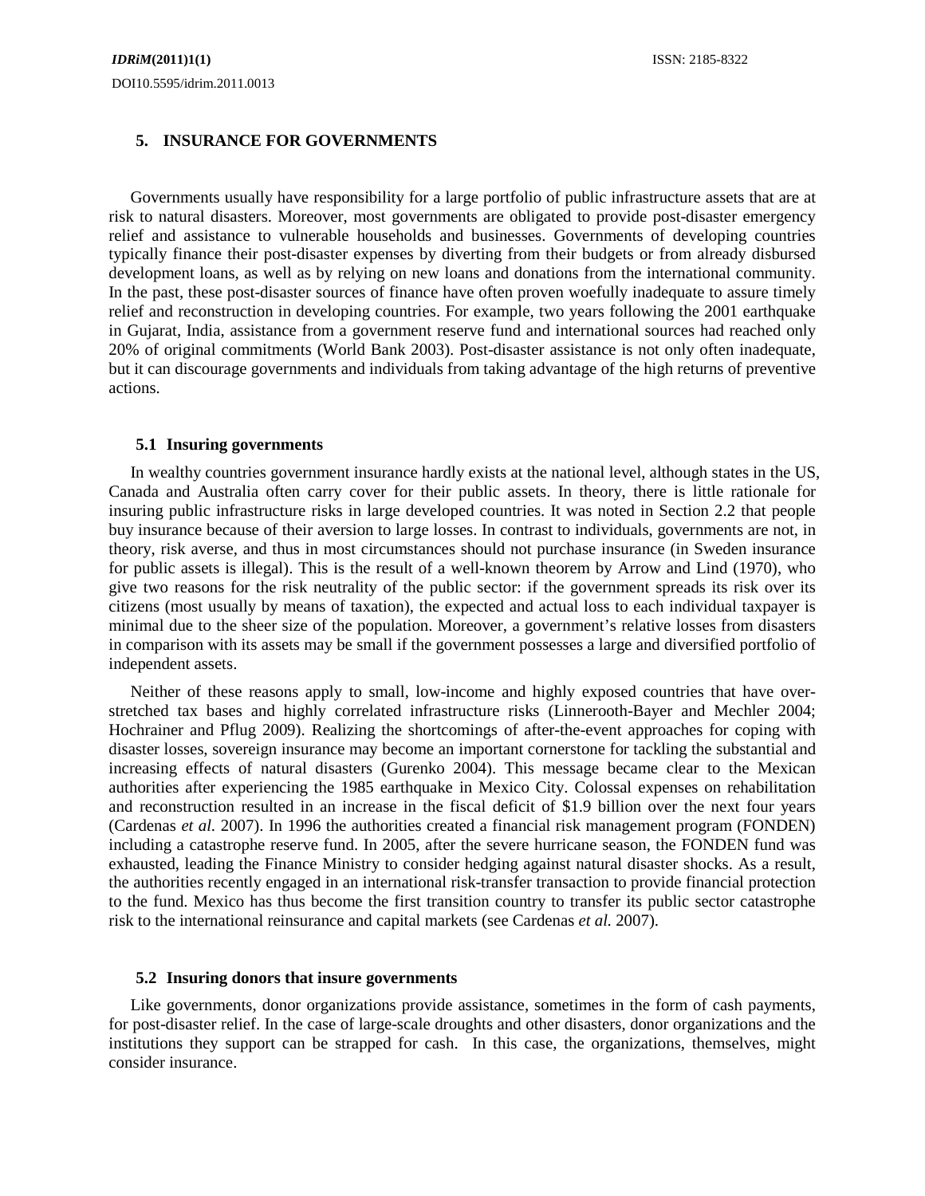## 5. INSURANCE FOR GOVERNMENTS

Governments usually have responsibility for a large portfolio of public infrastructure assets that are at risk to natural disasters. Moreover, most governments are obligated to provide post-disaster emergency relief and assistance to vulnerable households and businesses. Governments of developing countries typically finance their post-disaster expenses by diverting from their budgets or from already disbursed development loans, as well as by relying on new loans and donations from the international community. In the past, these post-disaster sources of finance have often proven woefully inadequate to assure timely relief and reconstruction in developing countries. For example, two years following the 2001 earthquake in Gujarat, India, assistance from a government reserve fund and international sources had reached only 20% of original commitments (World Bank 2003). Post-disaster assistance is not only often inadequate, but it can discourage governments and individuals from taking advantage of the high returns of preventive actions.

### 5.1 Insuring governments

In wealthy countries government insurance hardly exists at the national level, although states in the US, Canada and Australia often carry cover for their public assets. In theory, there is little rationale for insuring public infrastructure risks in large developed countries. It was noted in Section 2.2 that people buy insurance because of their aversion to large losses. In contrast to individuals, governments are not, in theory, risk averse, and thus in most circumstances should not purchase insurance (in Sweden insurance for public assets is illegal). This is the result of a well-known theorem by Arrow and Lind (1970), who give two reasons for the risk neutrality of the public sector: if the government spreads its risk over its citizens (most usually by means of taxation), the expected and actual loss to each individual taxpayer is minimal due to the sheer size of the population. Moreover, a government's relative losses from disasters in comparison with its assets may be small if the government possesses a large and diversified portfolio of independent assets.

Neither of these reasons apply to small, low-income and highly exposed countries that have over-stretched tax bases and highly correlated infrastructure risks (Linnerooth-Bayer and Mechler 2004; Hochrainer and Pflug 2009). Realizing the shortcomings of after-the-event approaches for coping with disaster losses, sovereign insurance may become an important cornerstone for tackling the substantial and increasing effects of natural disasters (Gurenko 2004). This message became clear to the Mexican authorities after experiencing the 1985 earthquake in Mexico City. Colossal expenses on rehabilitation and reconstruction resulted in an increase in the fiscal deficit of $1.9 billion over the next four years (Cardenas *et al.* 2007). In 1996 the authorities created a financial risk management program (FONDEN) including a catastrophe reserve fund. In 2005, after the severe hurricane season, the FONDEN fund was exhausted, leading the Finance Ministry to consider hedging against natural disaster shocks. As a result, the authorities recently engaged in an international risk-transfer transaction to provide financial protection to the fund. Mexico has thus become the first transition country to transfer its public sector catastrophe risk to the international reinsurance and capital markets (see Cardenas *et al.* 2007).

### 5.2 Insuring donors that insure governments

Like governments, donor organizations provide assistance, sometimes in the form of cash payments, for post-disaster relief. In the case of large-scale droughts and other disasters, donor organizations and the institutions they support can be strapped for cash. In this case, the organizations, themselves, might consider insurance.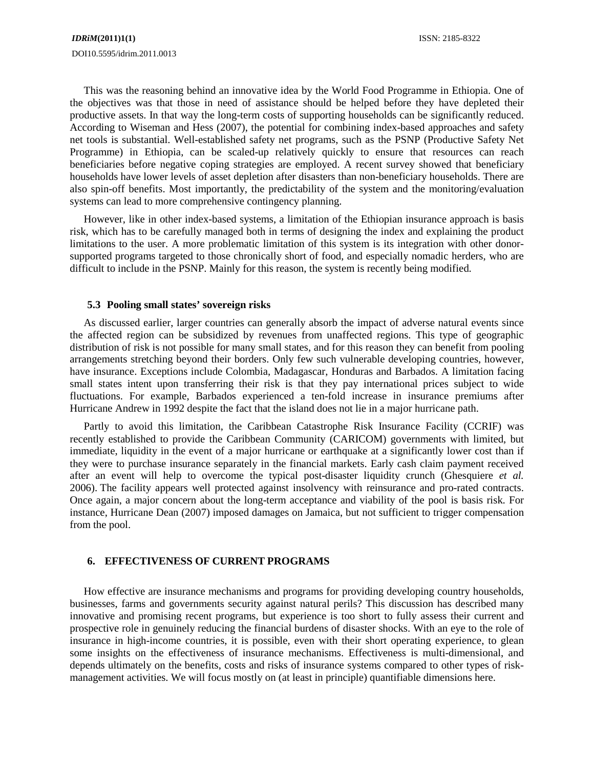This was the reasoning behind an innovative idea by the World Food Programme in Ethiopia. One of the objectives was that those in need of assistance should be helped before they have depleted their productive assets. In that way the long-term costs of supporting households can be significantly reduced. According to Wiseman and Hess (2007), the potential for combining index-based approaches and safety net tools is substantial. Well-established safety net programs, such as the PSNP (Productive Safety Net Programme) in Ethiopia, can be scaled-up relatively quickly to ensure that resources can reach beneficiaries before negative coping strategies are employed. A recent survey showed that beneficiary households have lower levels of asset depletion after disasters than non-beneficiary households. There are also spin-off benefits. Most importantly, the predictability of the system and the monitoring/evaluation systems can lead to more comprehensive contingency planning.

However, like in other index-based systems, a limitation of the Ethiopian insurance approach is basis risk, which has to be carefully managed both in terms of designing the index and explaining the product limitations to the user. A more problematic limitation of this system is its integration with other donor-supported programs targeted to those chronically short of food, and especially nomadic herders, who are difficult to include in the PSNP. Mainly for this reason, the system is recently being modified.

### 5.3 Pooling small states' sovereign risks

As discussed earlier, larger countries can generally absorb the impact of adverse natural events since the affected region can be subsidized by revenues from unaffected regions. This type of geographic distribution of risk is not possible for many small states, and for this reason they can benefit from pooling arrangements stretching beyond their borders. Only few such vulnerable developing countries, however, have insurance. Exceptions include Colombia, Madagascar, Honduras and Barbados. A limitation facing small states intent upon transferring their risk is that they pay international prices subject to wide fluctuations. For example, Barbados experienced a ten-fold increase in insurance premiums after Hurricane Andrew in 1992 despite the fact that the island does not lie in a major hurricane path.

Partly to avoid this limitation, the Caribbean Catastrophe Risk Insurance Facility (CCRIF) was recently established to provide the Caribbean Community (CARICOM) governments with limited, but immediate, liquidity in the event of a major hurricane or earthquake at a significantly lower cost than if they were to purchase insurance separately in the financial markets. Early cash claim payment received after an event will help to overcome the typical post-disaster liquidity crunch (Ghesquiere *et al.* 2006). The facility appears well protected against insolvency with reinsurance and pro-rated contracts. Once again, a major concern about the long-term acceptance and viability of the pool is basis risk. For instance, Hurricane Dean (2007) imposed damages on Jamaica, but not sufficient to trigger compensation from the pool.

## 6. EFFECTIVENESS OF CURRENT PROGRAMS

How effective are insurance mechanisms and programs for providing developing country households, businesses, farms and governments security against natural perils? This discussion has described many innovative and promising recent programs, but experience is too short to fully assess their current and prospective role in genuinely reducing the financial burdens of disaster shocks. With an eye to the role of insurance in high-income countries, it is possible, even with their short operating experience, to glean some insights on the effectiveness of insurance mechanisms. Effectiveness is multi-dimensional, and depends ultimately on the benefits, costs and risks of insurance systems compared to other types of risk-management activities. We will focus mostly on (at least in principle) quantifiable dimensions here.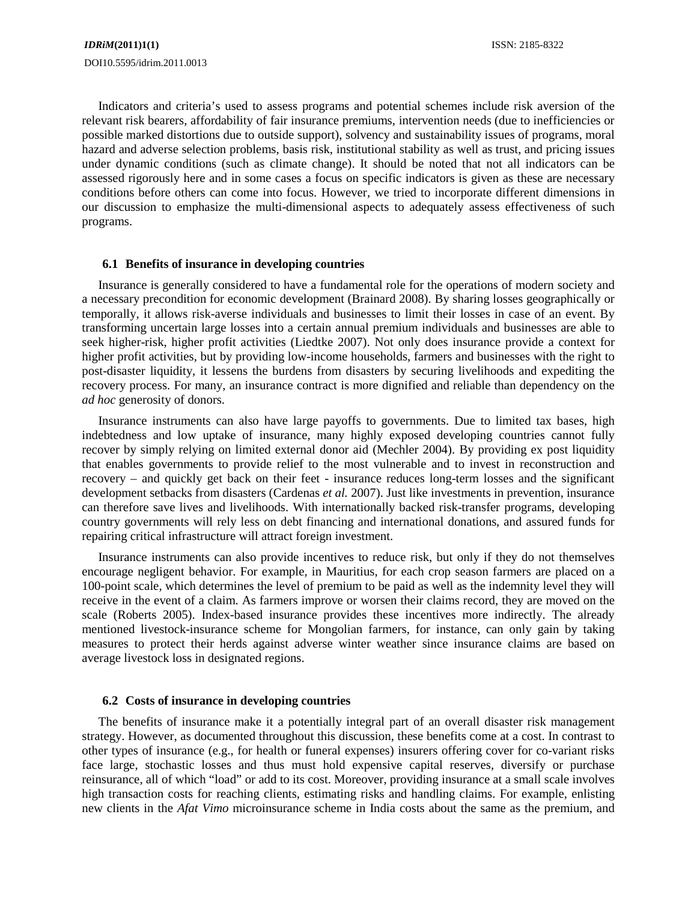Indicators and criteria's used to assess programs and potential schemes include risk aversion of the relevant risk bearers, affordability of fair insurance premiums, intervention needs (due to inefficiencies or possible marked distortions due to outside support), solvency and sustainability issues of programs, moral hazard and adverse selection problems, basis risk, institutional stability as well as trust, and pricing issues under dynamic conditions (such as climate change). It should be noted that not all indicators can be assessed rigorously here and in some cases a focus on specific indicators is given as these are necessary conditions before others can come into focus. However, we tried to incorporate different dimensions in our discussion to emphasize the multi-dimensional aspects to adequately assess effectiveness of such programs.

### 6.1 Benefits of insurance in developing countries

Insurance is generally considered to have a fundamental role for the operations of modern society and a necessary precondition for economic development (Brainard 2008). By sharing losses geographically or temporally, it allows risk-averse individuals and businesses to limit their losses in case of an event. By transforming uncertain large losses into a certain annual premium individuals and businesses are able to seek higher-risk, higher profit activities (Liedtke 2007). Not only does insurance provide a context for higher profit activities, but by providing low-income households, farmers and businesses with the right to post-disaster liquidity, it lessens the burdens from disasters by securing livelihoods and expediting the recovery process. For many, an insurance contract is more dignified and reliable than dependency on the *ad hoc* generosity of donors.

Insurance instruments can also have large payoffs to governments. Due to limited tax bases, high indebtedness and low uptake of insurance, many highly exposed developing countries cannot fully recover by simply relying on limited external donor aid (Mechler 2004). By providing ex post liquidity that enables governments to provide relief to the most vulnerable and to invest in reconstruction and recovery – and quickly get back on their feet - insurance reduces long-term losses and the significant development setbacks from disasters (Cardenas *et al.* 2007). Just like investments in prevention, insurance can therefore save lives and livelihoods. With internationally backed risk-transfer programs, developing country governments will rely less on debt financing and international donations, and assured funds for repairing critical infrastructure will attract foreign investment.

Insurance instruments can also provide incentives to reduce risk, but only if they do not themselves encourage negligent behavior. For example, in Mauritius, for each crop season farmers are placed on a 100-point scale, which determines the level of premium to be paid as well as the indemnity level they will receive in the event of a claim. As farmers improve or worsen their claims record, they are moved on the scale (Roberts 2005). Index-based insurance provides these incentives more indirectly. The already mentioned livestock-insurance scheme for Mongolian farmers, for instance, can only gain by taking measures to protect their herds against adverse winter weather since insurance claims are based on average livestock loss in designated regions.

### 6.2 Costs of insurance in developing countries

The benefits of insurance make it a potentially integral part of an overall disaster risk management strategy. However, as documented throughout this discussion, these benefits come at a cost. In contrast to other types of insurance (e.g., for health or funeral expenses) insurers offering cover for co-variant risks face large, stochastic losses and thus must hold expensive capital reserves, diversify or purchase reinsurance, all of which "load" or add to its cost. Moreover, providing insurance at a small scale involves high transaction costs for reaching clients, estimating risks and handling claims. For example, enlisting new clients in the *Afat Vimo* microinsurance scheme in India costs about the same as the premium, and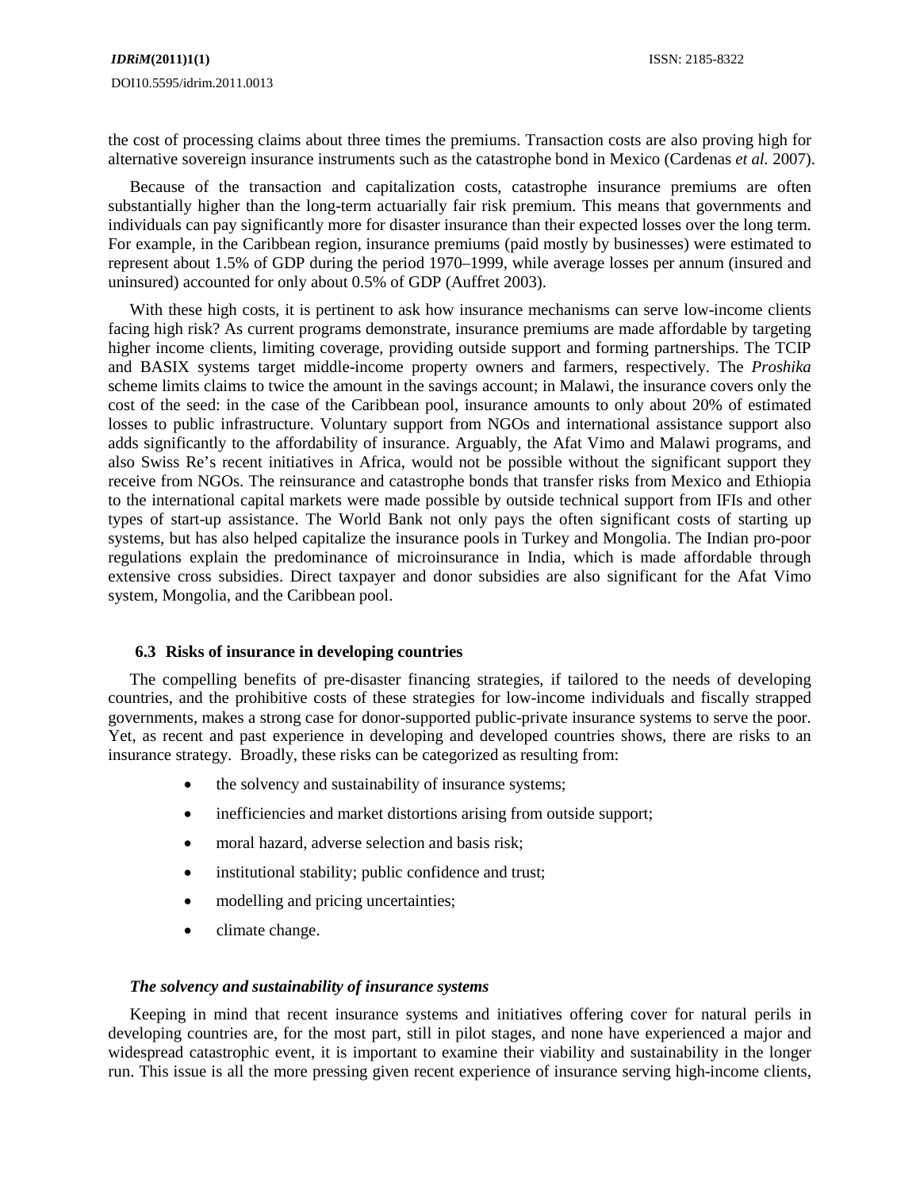the cost of processing claims about three times the premiums. Transaction costs are also proving high for alternative sovereign insurance instruments such as the catastrophe bond in Mexico (Cardenas *et al.* 2007).

Because of the transaction and capitalization costs, catastrophe insurance premiums are often substantially higher than the long-term actuarially fair risk premium. This means that governments and individuals can pay significantly more for disaster insurance than their expected losses over the long term. For example, in the Caribbean region, insurance premiums (paid mostly by businesses) were estimated to represent about 1.5% of GDP during the period 1970–1999, while average losses per annum (insured and uninsured) accounted for only about 0.5% of GDP (Auffret 2003).

With these high costs, it is pertinent to ask how insurance mechanisms can serve low-income clients facing high risk? As current programs demonstrate, insurance premiums are made affordable by targeting higher income clients, limiting coverage, providing outside support and forming partnerships. The TCIP and BASIX systems target middle-income property owners and farmers, respectively. The *Proshika* scheme limits claims to twice the amount in the savings account; in Malawi, the insurance covers only the cost of the seed: in the case of the Caribbean pool, insurance amounts to only about 20% of estimated losses to public infrastructure. Voluntary support from NGOs and international assistance support also adds significantly to the affordability of insurance. Arguably, the Afat Vimo and Malawi programs, and also Swiss Re's recent initiatives in Africa, would not be possible without the significant support they receive from NGOs. The reinsurance and catastrophe bonds that transfer risks from Mexico and Ethiopia to the international capital markets were made possible by outside technical support from IFIs and other types of start-up assistance. The World Bank not only pays the often significant costs of starting up systems, but has also helped capitalize the insurance pools in Turkey and Mongolia. The Indian pro-poor regulations explain the predominance of microinsurance in India, which is made affordable through extensive cross subsidies. Direct taxpayer and donor subsidies are also significant for the Afat Vimo system, Mongolia, and the Caribbean pool.

### 6.3 Risks of insurance in developing countries

The compelling benefits of pre-disaster financing strategies, if tailored to the needs of developing countries, and the prohibitive costs of these strategies for low-income individuals and fiscally strapped governments, makes a strong case for donor-supported public-private insurance systems to serve the poor. Yet, as recent and past experience in developing and developed countries shows, there are risks to an insurance strategy. Broadly, these risks can be categorized as resulting from:

- the solvency and sustainability of insurance systems;
- inefficiencies and market distortions arising from outside support;
- moral hazard, adverse selection and basis risk;
- institutional stability; public confidence and trust;
- modelling and pricing uncertainties;
- climate change.

#### *The solvency and sustainability of insurance systems*

Keeping in mind that recent insurance systems and initiatives offering cover for natural perils in developing countries are, for the most part, still in pilot stages, and none have experienced a major and widespread catastrophic event, it is important to examine their viability and sustainability in the longer run. This issue is all the more pressing given recent experience of insurance serving high-income clients,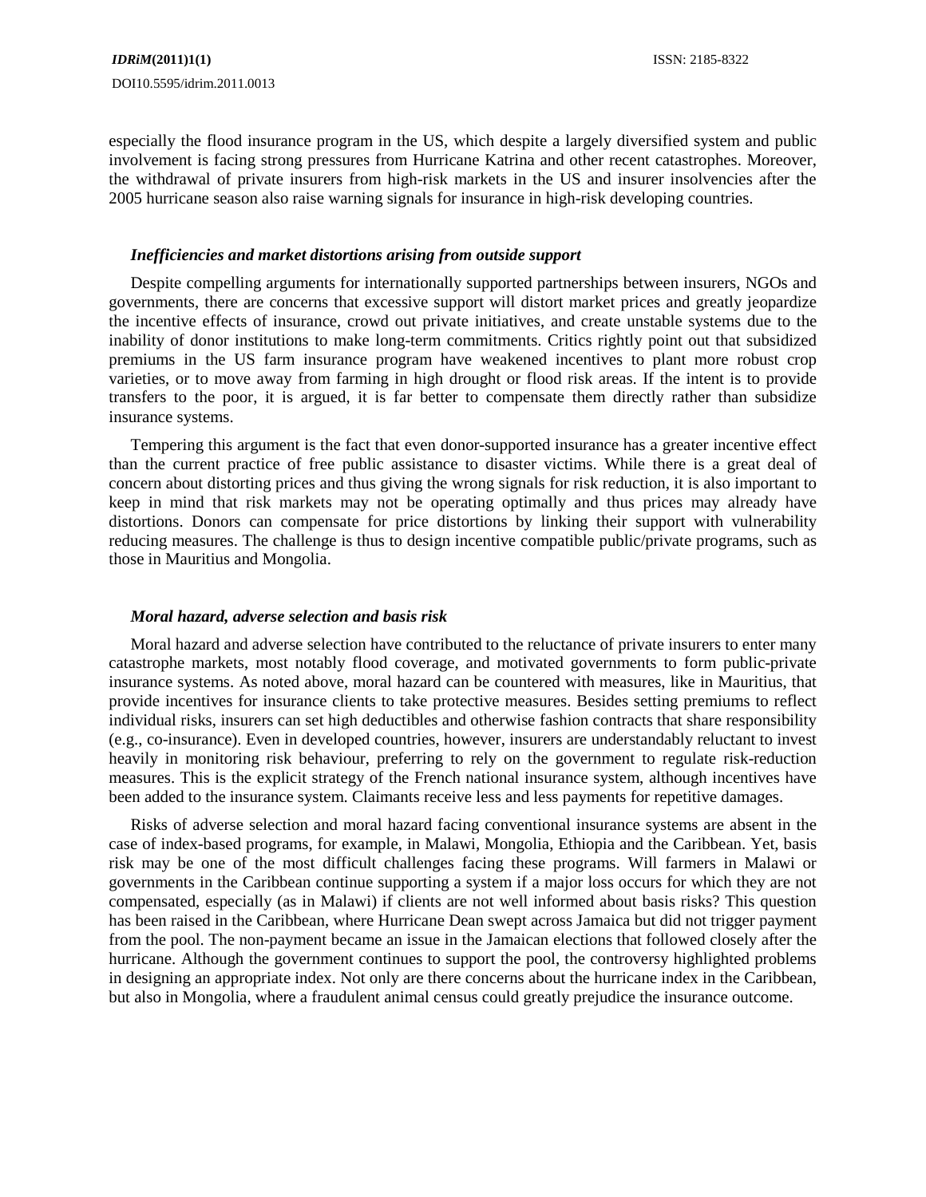especially the flood insurance program in the US, which despite a largely diversified system and public involvement is facing strong pressures from Hurricane Katrina and other recent catastrophes. Moreover, the withdrawal of private insurers from high-risk markets in the US and insurer insolvencies after the 2005 hurricane season also raise warning signals for insurance in high-risk developing countries.

### *Inefficiencies and market distortions arising from outside support*

Despite compelling arguments for internationally supported partnerships between insurers, NGOs and governments, there are concerns that excessive support will distort market prices and greatly jeopardize the incentive effects of insurance, crowd out private initiatives, and create unstable systems due to the inability of donor institutions to make long-term commitments. Critics rightly point out that subsidized premiums in the US farm insurance program have weakened incentives to plant more robust crop varieties, or to move away from farming in high drought or flood risk areas. If the intent is to provide transfers to the poor, it is argued, it is far better to compensate them directly rather than subsidize insurance systems.

Tempering this argument is the fact that even donor-supported insurance has a greater incentive effect than the current practice of free public assistance to disaster victims. While there is a great deal of concern about distorting prices and thus giving the wrong signals for risk reduction, it is also important to keep in mind that risk markets may not be operating optimally and thus prices may already have distortions. Donors can compensate for price distortions by linking their support with vulnerability reducing measures. The challenge is thus to design incentive compatible public/private programs, such as those in Mauritius and Mongolia.

### *Moral hazard, adverse selection and basis risk*

Moral hazard and adverse selection have contributed to the reluctance of private insurers to enter many catastrophe markets, most notably flood coverage, and motivated governments to form public-private insurance systems. As noted above, moral hazard can be countered with measures, like in Mauritius, that provide incentives for insurance clients to take protective measures. Besides setting premiums to reflect individual risks, insurers can set high deductibles and otherwise fashion contracts that share responsibility (e.g., co-insurance). Even in developed countries, however, insurers are understandably reluctant to invest heavily in monitoring risk behaviour, preferring to rely on the government to regulate risk-reduction measures. This is the explicit strategy of the French national insurance system, although incentives have been added to the insurance system. Claimants receive less and less payments for repetitive damages.

Risks of adverse selection and moral hazard facing conventional insurance systems are absent in the case of index-based programs, for example, in Malawi, Mongolia, Ethiopia and the Caribbean. Yet, basis risk may be one of the most difficult challenges facing these programs. Will farmers in Malawi or governments in the Caribbean continue supporting a system if a major loss occurs for which they are not compensated, especially (as in Malawi) if clients are not well informed about basis risks? This question has been raised in the Caribbean, where Hurricane Dean swept across Jamaica but did not trigger payment from the pool. The non-payment became an issue in the Jamaican elections that followed closely after the hurricane. Although the government continues to support the pool, the controversy highlighted problems in designing an appropriate index. Not only are there concerns about the hurricane index in the Caribbean, but also in Mongolia, where a fraudulent animal census could greatly prejudice the insurance outcome.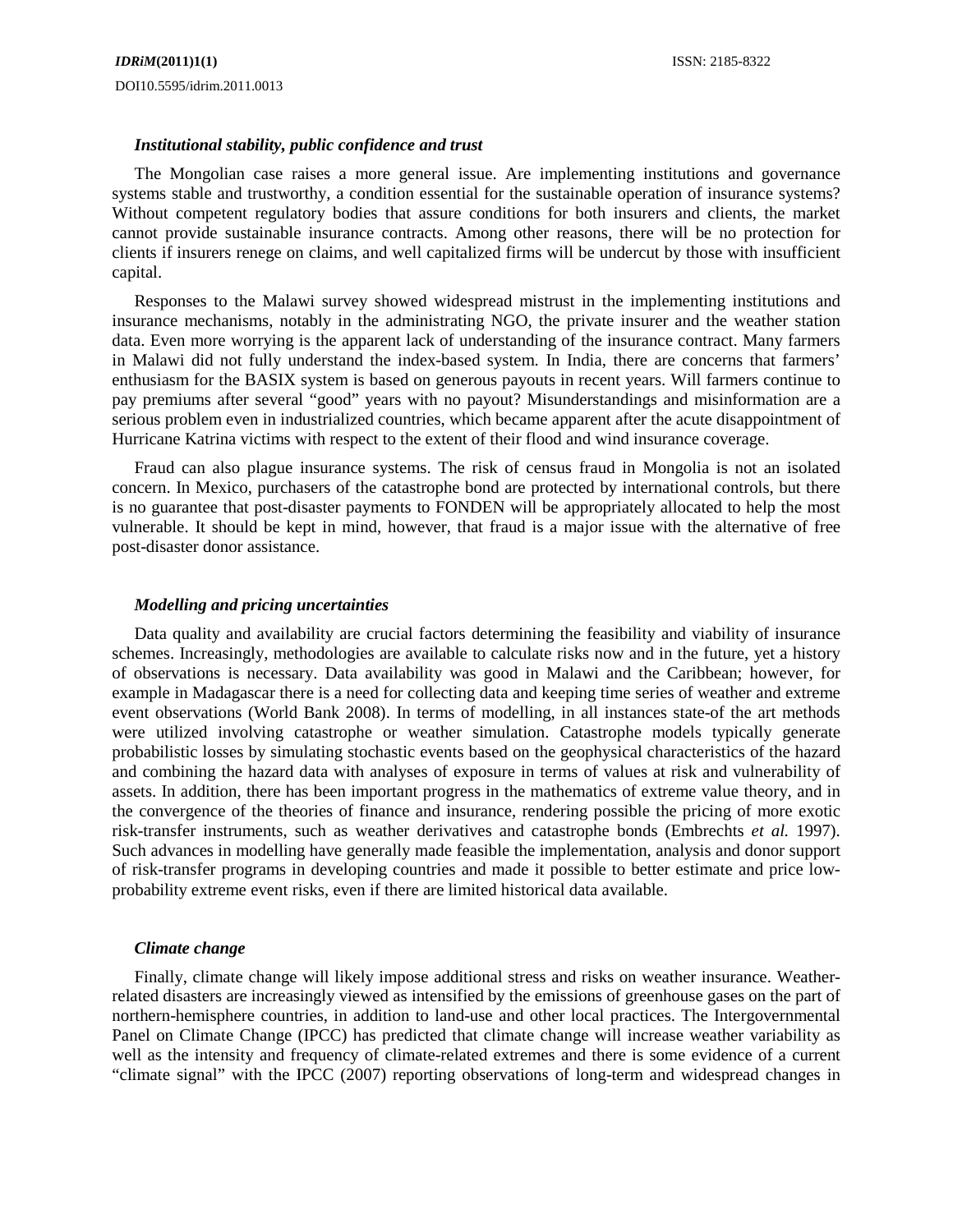### *Institutional stability, public confidence and trust*

The Mongolian case raises a more general issue. Are implementing institutions and governance systems stable and trustworthy, a condition essential for the sustainable operation of insurance systems? Without competent regulatory bodies that assure conditions for both insurers and clients, the market cannot provide sustainable insurance contracts. Among other reasons, there will be no protection for clients if insurers renege on claims, and well capitalized firms will be undercut by those with insufficient capital.

Responses to the Malawi survey showed widespread mistrust in the implementing institutions and insurance mechanisms, notably in the administrating NGO, the private insurer and the weather station data. Even more worrying is the apparent lack of understanding of the insurance contract. Many farmers in Malawi did not fully understand the index-based system. In India, there are concerns that farmers' enthusiasm for the BASIX system is based on generous payouts in recent years. Will farmers continue to pay premiums after several "good" years with no payout? Misunderstandings and misinformation are a serious problem even in industrialized countries, which became apparent after the acute disappointment of Hurricane Katrina victims with respect to the extent of their flood and wind insurance coverage.

Fraud can also plague insurance systems. The risk of census fraud in Mongolia is not an isolated concern. In Mexico, purchasers of the catastrophe bond are protected by international controls, but there is no guarantee that post-disaster payments to FONDEN will be appropriately allocated to help the most vulnerable. It should be kept in mind, however, that fraud is a major issue with the alternative of free post-disaster donor assistance.

### *Modelling and pricing uncertainties*

Data quality and availability are crucial factors determining the feasibility and viability of insurance schemes. Increasingly, methodologies are available to calculate risks now and in the future, yet a history of observations is necessary. Data availability was good in Malawi and the Caribbean; however, for example in Madagascar there is a need for collecting data and keeping time series of weather and extreme event observations (World Bank 2008). In terms of modelling, in all instances state-of the art methods were utilized involving catastrophe or weather simulation. Catastrophe models typically generate probabilistic losses by simulating stochastic events based on the geophysical characteristics of the hazard and combining the hazard data with analyses of exposure in terms of values at risk and vulnerability of assets. In addition, there has been important progress in the mathematics of extreme value theory, and in the convergence of the theories of finance and insurance, rendering possible the pricing of more exotic risk-transfer instruments, such as weather derivatives and catastrophe bonds (Embrechts *et al.* 1997). Such advances in modelling have generally made feasible the implementation, analysis and donor support of risk-transfer programs in developing countries and made it possible to better estimate and price low-probability extreme event risks, even if there are limited historical data available.

### *Climate change*

Finally, climate change will likely impose additional stress and risks on weather insurance. Weather-related disasters are increasingly viewed as intensified by the emissions of greenhouse gases on the part of northern-hemisphere countries, in addition to land-use and other local practices. The Intergovernmental Panel on Climate Change (IPCC) has predicted that climate change will increase weather variability as well as the intensity and frequency of climate-related extremes and there is some evidence of a current "climate signal" with the IPCC (2007) reporting observations of long-term and widespread changes in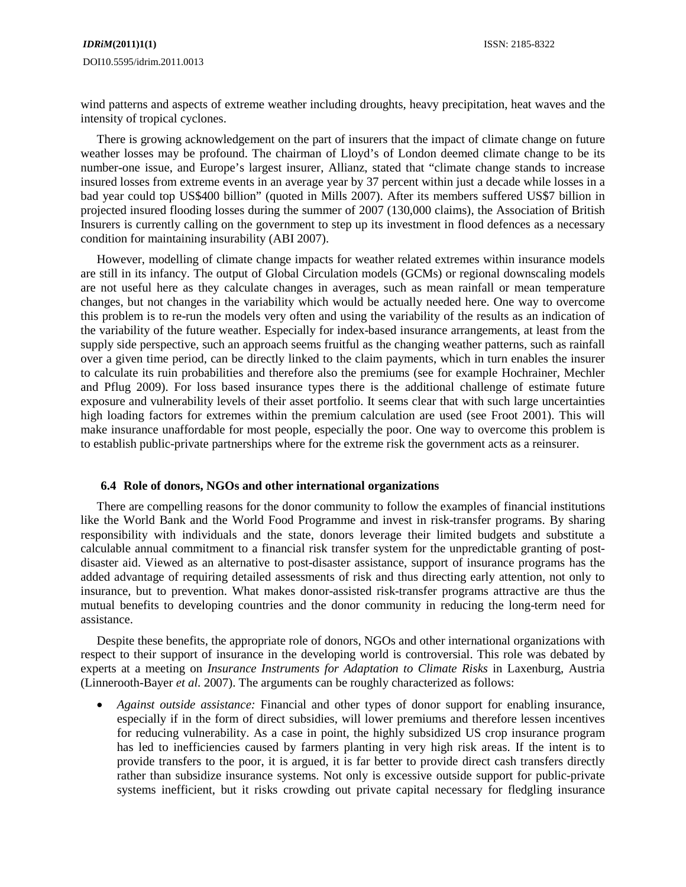wind patterns and aspects of extreme weather including droughts, heavy precipitation, heat waves and the intensity of tropical cyclones.

There is growing acknowledgement on the part of insurers that the impact of climate change on future weather losses may be profound. The chairman of Lloyd's of London deemed climate change to be its number-one issue, and Europe's largest insurer, Allianz, stated that "climate change stands to increase insured losses from extreme events in an average year by 37 percent within just a decade while losses in a bad year could top US$400 billion" (quoted in Mills 2007). After its members suffered US$7 billion in projected insured flooding losses during the summer of 2007 (130,000 claims), the Association of British Insurers is currently calling on the government to step up its investment in flood defences as a necessary condition for maintaining insurability (ABI 2007).

However, modelling of climate change impacts for weather related extremes within insurance models are still in its infancy. The output of Global Circulation models (GCMs) or regional downscaling models are not useful here as they calculate changes in averages, such as mean rainfall or mean temperature changes, but not changes in the variability which would be actually needed here. One way to overcome this problem is to re-run the models very often and using the variability of the results as an indication of the variability of the future weather. Especially for index-based insurance arrangements, at least from the supply side perspective, such an approach seems fruitful as the changing weather patterns, such as rainfall over a given time period, can be directly linked to the claim payments, which in turn enables the insurer to calculate its ruin probabilities and therefore also the premiums (see for example Hochrainer, Mechler and Pflug 2009). For loss based insurance types there is the additional challenge of estimate future exposure and vulnerability levels of their asset portfolio. It seems clear that with such large uncertainties high loading factors for extremes within the premium calculation are used (see Froot 2001). This will make insurance unaffordable for most people, especially the poor. One way to overcome this problem is to establish public-private partnerships where for the extreme risk the government acts as a reinsurer.

### 6.4 Role of donors, NGOs and other international organizations

There are compelling reasons for the donor community to follow the examples of financial institutions like the World Bank and the World Food Programme and invest in risk-transfer programs. By sharing responsibility with individuals and the state, donors leverage their limited budgets and substitute a calculable annual commitment to a financial risk transfer system for the unpredictable granting of post-disaster aid. Viewed as an alternative to post-disaster assistance, support of insurance programs has the added advantage of requiring detailed assessments of risk and thus directing early attention, not only to insurance, but to prevention. What makes donor-assisted risk-transfer programs attractive are thus the mutual benefits to developing countries and the donor community in reducing the long-term need for assistance.

Despite these benefits, the appropriate role of donors, NGOs and other international organizations with respect to their support of insurance in the developing world is controversial. This role was debated by experts at a meeting on *Insurance Instruments for Adaptation to Climate Risks* in Laxenburg, Austria (Linnerooth-Bayer *et al.* 2007). The arguments can be roughly characterized as follows:

- *Against outside assistance:* Financial and other types of donor support for enabling insurance, especially if in the form of direct subsidies, will lower premiums and therefore lessen incentives for reducing vulnerability. As a case in point, the highly subsidized US crop insurance program has led to inefficiencies caused by farmers planting in very high risk areas. If the intent is to provide transfers to the poor, it is argued, it is far better to provide direct cash transfers directly rather than subsidize insurance systems. Not only is excessive outside support for public-private systems inefficient, but it risks crowding out private capital necessary for fledgling insurance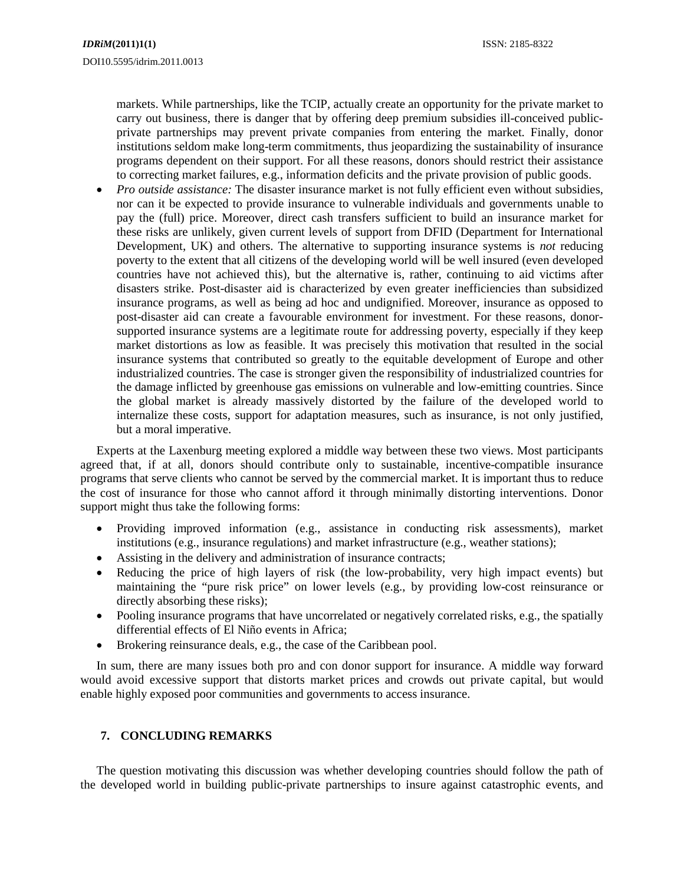markets. While partnerships, like the TCIP, actually create an opportunity for the private market to carry out business, there is danger that by offering deep premium subsidies ill-conceived public-private partnerships may prevent private companies from entering the market. Finally, donor institutions seldom make long-term commitments, thus jeopardizing the sustainability of insurance programs dependent on their support. For all these reasons, donors should restrict their assistance to correcting market failures, e.g., information deficits and the private provision of public goods.

- *Pro outside assistance:* The disaster insurance market is not fully efficient even without subsidies, nor can it be expected to provide insurance to vulnerable individuals and governments unable to pay the (full) price. Moreover, direct cash transfers sufficient to build an insurance market for these risks are unlikely, given current levels of support from DFID (Department for International Development, UK) and others. The alternative to supporting insurance systems is *not* reducing poverty to the extent that all citizens of the developing world will be well insured (even developed countries have not achieved this), but the alternative is, rather, continuing to aid victims after disasters strike. Post-disaster aid is characterized by even greater inefficiencies than subsidized insurance programs, as well as being ad hoc and undignified. Moreover, insurance as opposed to post-disaster aid can create a favourable environment for investment. For these reasons, donor-supported insurance systems are a legitimate route for addressing poverty, especially if they keep market distortions as low as feasible. It was precisely this motivation that resulted in the social insurance systems that contributed so greatly to the equitable development of Europe and other industrialized countries. The case is stronger given the responsibility of industrialized countries for the damage inflicted by greenhouse gas emissions on vulnerable and low-emitting countries. Since the global market is already massively distorted by the failure of the developed world to internalize these costs, support for adaptation measures, such as insurance, is not only justified, but a moral imperative.

Experts at the Laxenburg meeting explored a middle way between these two views. Most participants agreed that, if at all, donors should contribute only to sustainable, incentive-compatible insurance programs that serve clients who cannot be served by the commercial market. It is important thus to reduce the cost of insurance for those who cannot afford it through minimally distorting interventions. Donor support might thus take the following forms:

- Providing improved information (e.g., assistance in conducting risk assessments), market institutions (e.g., insurance regulations) and market infrastructure (e.g., weather stations);
- Assisting in the delivery and administration of insurance contracts;
- Reducing the price of high layers of risk (the low-probability, very high impact events) but maintaining the "pure risk price" on lower levels (e.g., by providing low-cost reinsurance or directly absorbing these risks);
- Pooling insurance programs that have uncorrelated or negatively correlated risks, e.g., the spatially differential effects of El Niño events in Africa;
- Brokering reinsurance deals, e.g., the case of the Caribbean pool.

In sum, there are many issues both pro and con donor support for insurance. A middle way forward would avoid excessive support that distorts market prices and crowds out private capital, but would enable highly exposed poor communities and governments to access insurance.

## 7. CONCLUDING REMARKS

The question motivating this discussion was whether developing countries should follow the path of the developed world in building public-private partnerships to insure against catastrophic events, and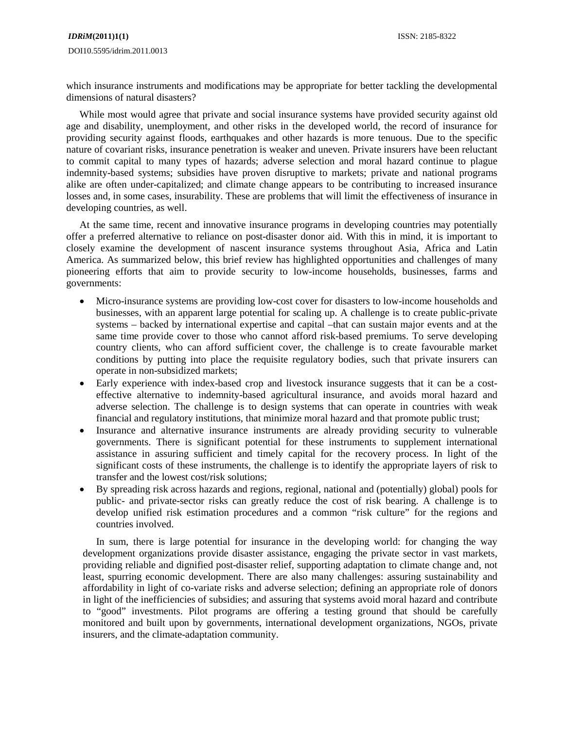which insurance instruments and modifications may be appropriate for better tackling the developmental dimensions of natural disasters?

While most would agree that private and social insurance systems have provided security against old age and disability, unemployment, and other risks in the developed world, the record of insurance for providing security against floods, earthquakes and other hazards is more tenuous. Due to the specific nature of covariant risks, insurance penetration is weaker and uneven. Private insurers have been reluctant to commit capital to many types of hazards; adverse selection and moral hazard continue to plague indemnity-based systems; subsidies have proven disruptive to markets; private and national programs alike are often under-capitalized; and climate change appears to be contributing to increased insurance losses and, in some cases, insurability. These are problems that will limit the effectiveness of insurance in developing countries, as well.

At the same time, recent and innovative insurance programs in developing countries may potentially offer a preferred alternative to reliance on post-disaster donor aid. With this in mind, it is important to closely examine the development of nascent insurance systems throughout Asia, Africa and Latin America. As summarized below, this brief review has highlighted opportunities and challenges of many pioneering efforts that aim to provide security to low-income households, businesses, farms and governments:

- Micro-insurance systems are providing low-cost cover for disasters to low-income households and businesses, with an apparent large potential for scaling up. A challenge is to create public-private systems – backed by international expertise and capital –that can sustain major events and at the same time provide cover to those who cannot afford risk-based premiums. To serve developing country clients, who can afford sufficient cover, the challenge is to create favourable market conditions by putting into place the requisite regulatory bodies, such that private insurers can operate in non-subsidized markets;
- Early experience with index-based crop and livestock insurance suggests that it can be a cost-effective alternative to indemnity-based agricultural insurance, and avoids moral hazard and adverse selection. The challenge is to design systems that can operate in countries with weak financial and regulatory institutions, that minimize moral hazard and that promote public trust;
- Insurance and alternative insurance instruments are already providing security to vulnerable governments. There is significant potential for these instruments to supplement international assistance in assuring sufficient and timely capital for the recovery process. In light of the significant costs of these instruments, the challenge is to identify the appropriate layers of risk to transfer and the lowest cost/risk solutions;
- By spreading risk across hazards and regions, regional, national and (potentially) global) pools for public- and private-sector risks can greatly reduce the cost of risk bearing. A challenge is to develop unified risk estimation procedures and a common "risk culture" for the regions and countries involved.

In sum, there is large potential for insurance in the developing world: for changing the way development organizations provide disaster assistance, engaging the private sector in vast markets, providing reliable and dignified post-disaster relief, supporting adaptation to climate change and, not least, spurring economic development. There are also many challenges: assuring sustainability and affordability in light of co-variate risks and adverse selection; defining an appropriate role of donors in light of the inefficiencies of subsidies; and assuring that systems avoid moral hazard and contribute to "good" investments. Pilot programs are offering a testing ground that should be carefully monitored and built upon by governments, international development organizations, NGOs, private insurers, and the climate-adaptation community.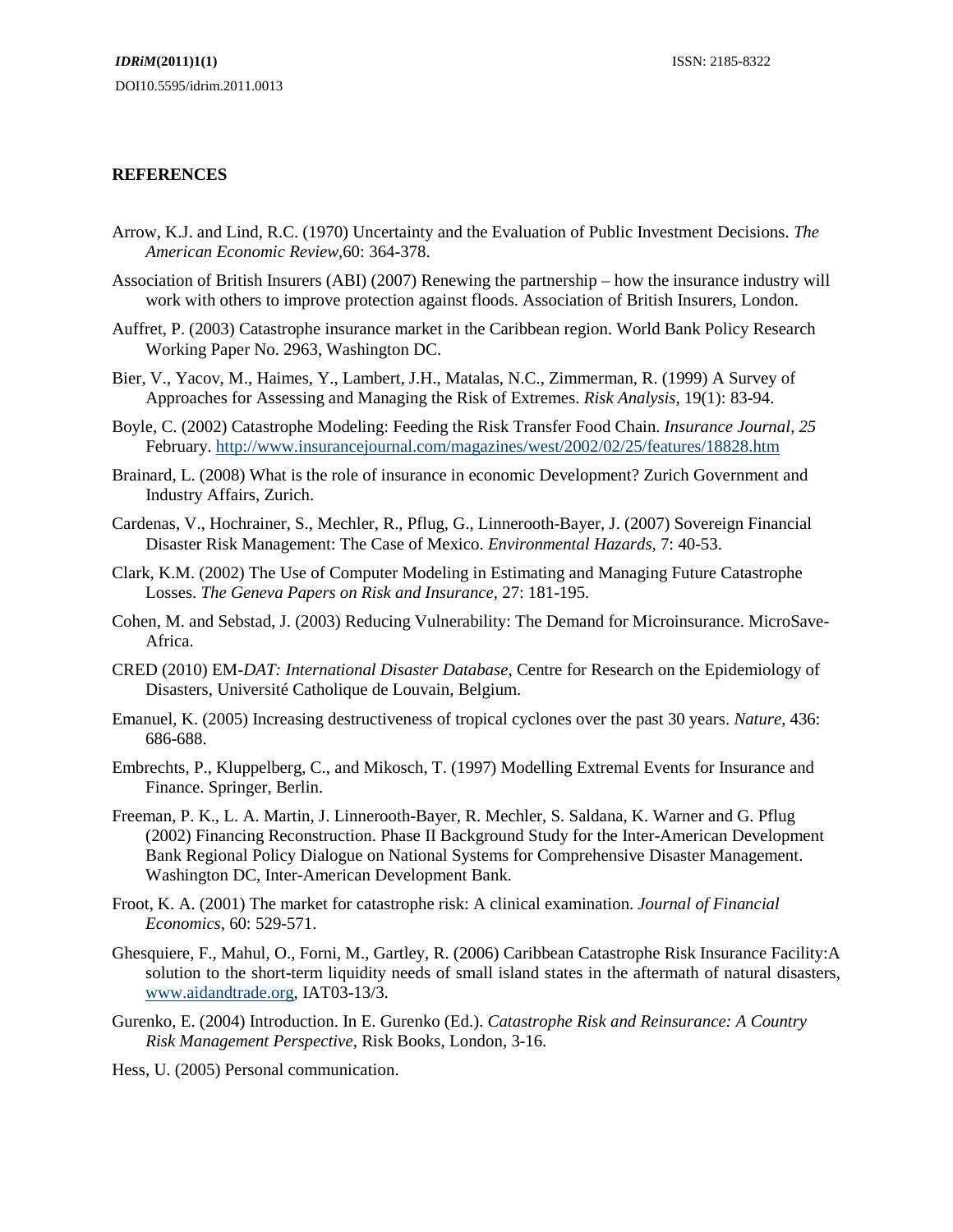## REFERENCES

Arrow, K.J. and Lind, R.C. (1970) Uncertainty and the Evaluation of Public Investment Decisions. *The American Economic Review*,60: 364-378.

Association of British Insurers (ABI) (2007) Renewing the partnership – how the insurance industry will work with others to improve protection against floods. Association of British Insurers, London.

Auffret, P. (2003) Catastrophe insurance market in the Caribbean region. World Bank Policy Research Working Paper No. 2963, Washington DC.

Bier, V., Yacov, M., Haimes, Y., Lambert, J.H., Matalas, N.C., Zimmerman, R. (1999) A Survey of Approaches for Assessing and Managing the Risk of Extremes. *Risk Analysis*, 19(1): 83-94.

Boyle, C. (2002) Catastrophe Modeling: Feeding the Risk Transfer Food Chain. *Insurance Journal*, *25* February. http://www.insurancejournal.com/magazines/west/2002/02/25/features/18828.htm

Brainard, L. (2008) What is the role of insurance in economic Development? Zurich Government and Industry Affairs, Zurich.

Cardenas, V., Hochrainer, S., Mechler, R., Pflug, G., Linnerooth-Bayer, J. (2007) Sovereign Financial Disaster Risk Management: The Case of Mexico. *Environmental Hazards*, 7: 40-53.

Clark, K.M. (2002) The Use of Computer Modeling in Estimating and Managing Future Catastrophe Losses. *The Geneva Papers on Risk and Insurance*, 27: 181-195.

Cohen, M. and Sebstad, J. (2003) Reducing Vulnerability: The Demand for Microinsurance. MicroSave-Africa.

CRED (2010) EM-*DAT: International Disaster Database*, Centre for Research on the Epidemiology of Disasters, Université Catholique de Louvain, Belgium.

Emanuel, K. (2005) Increasing destructiveness of tropical cyclones over the past 30 years. *Nature*, 436: 686-688.

Embrechts, P., Kluppelberg, C., and Mikosch, T. (1997) Modelling Extremal Events for Insurance and Finance. Springer, Berlin.

Freeman, P. K., L. A. Martin, J. Linnerooth-Bayer, R. Mechler, S. Saldana, K. Warner and G. Pflug (2002) Financing Reconstruction. Phase II Background Study for the Inter-American Development Bank Regional Policy Dialogue on National Systems for Comprehensive Disaster Management. Washington DC, Inter-American Development Bank.

Froot, K. A. (2001) The market for catastrophe risk: A clinical examination. *Journal of Financial Economics*, 60: 529-571.

Ghesquiere, F., Mahul, O., Forni, M., Gartley, R. (2006) Caribbean Catastrophe Risk Insurance Facility:A solution to the short-term liquidity needs of small island states in the aftermath of natural disasters, www.aidandtrade.org, IAT03-13/3.

Gurenko, E. (2004) Introduction. In E. Gurenko (Ed.). *Catastrophe Risk and Reinsurance: A Country Risk Management Perspective*, Risk Books, London, 3-16.

Hess, U. (2005) Personal communication.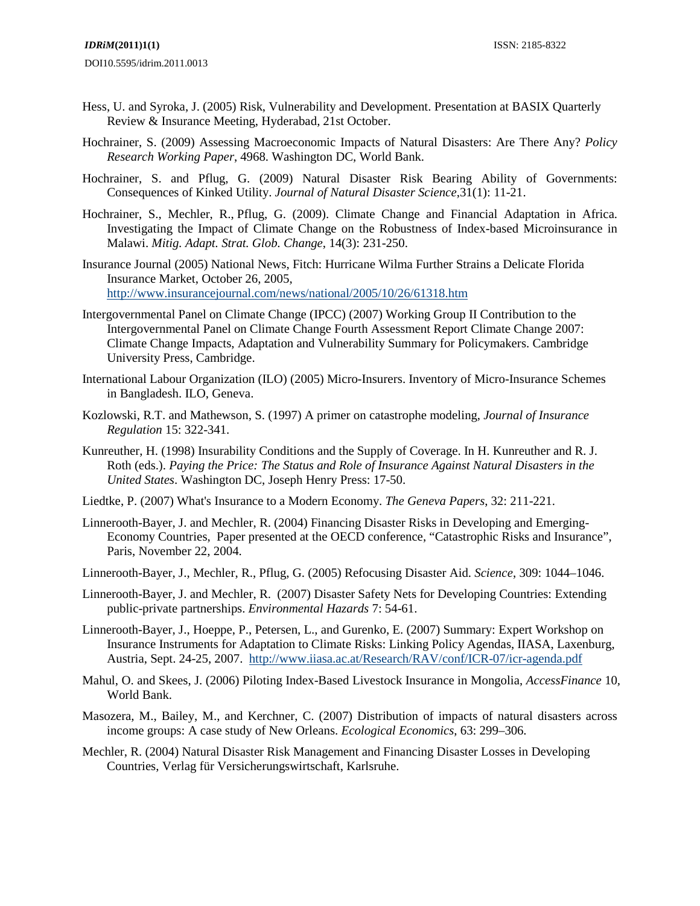Hess, U. and Syroka, J. (2005) Risk, Vulnerability and Development. Presentation at BASIX Quarterly Review & Insurance Meeting, Hyderabad, 21st October.

Hochrainer, S. (2009) Assessing Macroeconomic Impacts of Natural Disasters: Are There Any? *Policy Research Working Paper*, 4968. Washington DC, World Bank.

Hochrainer, S. and Pflug, G. (2009) Natural Disaster Risk Bearing Ability of Governments: Consequences of Kinked Utility. *Journal of Natural Disaster Science*,31(1): 11-21.

Hochrainer, S., Mechler, R., Pflug, G. (2009). Climate Change and Financial Adaptation in Africa. Investigating the Impact of Climate Change on the Robustness of Index-based Microinsurance in Malawi. *Mitig. Adapt. Strat. Glob. Change*, 14(3): 231-250.

Insurance Journal (2005) National News, Fitch: Hurricane Wilma Further Strains a Delicate Florida Insurance Market, October 26, 2005, http://www.insurancejournal.com/news/national/2005/10/26/61318.htm

Intergovernmental Panel on Climate Change (IPCC) (2007) Working Group II Contribution to the Intergovernmental Panel on Climate Change Fourth Assessment Report Climate Change 2007: Climate Change Impacts, Adaptation and Vulnerability Summary for Policymakers. Cambridge University Press, Cambridge.

International Labour Organization (ILO) (2005) Micro-Insurers. Inventory of Micro-Insurance Schemes in Bangladesh. ILO, Geneva.

Kozlowski, R.T. and Mathewson, S. (1997) A primer on catastrophe modeling, *Journal of Insurance Regulation* 15: 322-341.

Kunreuther, H. (1998) Insurability Conditions and the Supply of Coverage. In H. Kunreuther and R. J. Roth (eds.). *Paying the Price: The Status and Role of Insurance Against Natural Disasters in the United States*. Washington DC, Joseph Henry Press: 17-50.

Liedtke, P. (2007) What's Insurance to a Modern Economy. *The Geneva Papers*, 32: 211-221.

Linnerooth-Bayer, J. and Mechler, R. (2004) Financing Disaster Risks in Developing and Emerging-Economy Countries, Paper presented at the OECD conference, "Catastrophic Risks and Insurance", Paris, November 22, 2004.

Linnerooth-Bayer, J., Mechler, R., Pflug, G. (2005) Refocusing Disaster Aid. *Science*, 309: 1044–1046.

Linnerooth-Bayer, J. and Mechler, R. (2007) Disaster Safety Nets for Developing Countries: Extending public-private partnerships. *Environmental Hazards* 7: 54-61.

Linnerooth-Bayer, J., Hoeppe, P., Petersen, L., and Gurenko, E. (2007) Summary: Expert Workshop on Insurance Instruments for Adaptation to Climate Risks: Linking Policy Agendas, IIASA, Laxenburg, Austria, Sept. 24-25, 2007. http://www.iiasa.ac.at/Research/RAV/conf/ICR-07/icr-agenda.pdf

Mahul, O. and Skees, J. (2006) Piloting Index-Based Livestock Insurance in Mongolia, *AccessFinance* 10, World Bank.

Masozera, M., Bailey, M., and Kerchner, C. (2007) Distribution of impacts of natural disasters across income groups: A case study of New Orleans. *Ecological Economics*, 63: 299–306.

Mechler, R. (2004) Natural Disaster Risk Management and Financing Disaster Losses in Developing Countries, Verlag für Versicherungswirtschaft, Karlsruhe.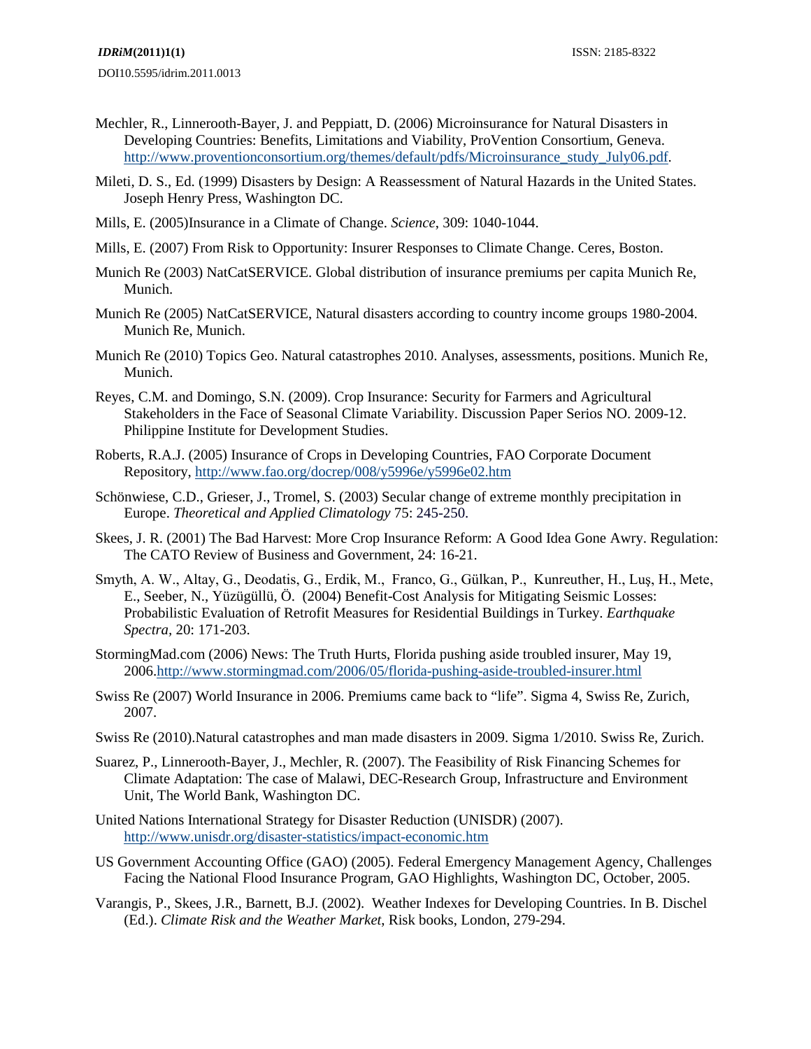Mechler, R., Linnerooth-Bayer, J. and Peppiatt, D. (2006) Microinsurance for Natural Disasters in Developing Countries: Benefits, Limitations and Viability, ProVention Consortium, Geneva. http://www.proventionconsortium.org/themes/default/pdfs/Microinsurance_study_July06.pdf.

Mileti, D. S., Ed. (1999) Disasters by Design: A Reassessment of Natural Hazards in the United States. Joseph Henry Press, Washington DC.

Mills, E. (2005)Insurance in a Climate of Change. *Science*, 309: 1040-1044.

Mills, E. (2007) From Risk to Opportunity: Insurer Responses to Climate Change. Ceres, Boston.

Munich Re (2003) NatCatSERVICE. Global distribution of insurance premiums per capita Munich Re, Munich.

Munich Re (2005) NatCatSERVICE, Natural disasters according to country income groups 1980-2004. Munich Re, Munich.

Munich Re (2010) Topics Geo. Natural catastrophes 2010. Analyses, assessments, positions. Munich Re, Munich.

Reyes, C.M. and Domingo, S.N. (2009). Crop Insurance: Security for Farmers and Agricultural Stakeholders in the Face of Seasonal Climate Variability. Discussion Paper Serios NO. 2009-12. Philippine Institute for Development Studies.

Roberts, R.A.J. (2005) Insurance of Crops in Developing Countries, FAO Corporate Document Repository, http://www.fao.org/docrep/008/y5996e/y5996e02.htm

Schönwiese, C.D., Grieser, J., Tromel, S. (2003) Secular change of extreme monthly precipitation in Europe. *Theoretical and Applied Climatology* 75: 245-250.

Skees, J. R. (2001) The Bad Harvest: More Crop Insurance Reform: A Good Idea Gone Awry. Regulation: The CATO Review of Business and Government, 24: 16-21.

Smyth, A. W., Altay, G., Deodatis, G., Erdik, M., Franco, G., Gülkan, P., Kunreuther, H., Luş, H., Mete, E., Seeber, N., Yüzügüllü, Ö. (2004) Benefit-Cost Analysis for Mitigating Seismic Losses: Probabilistic Evaluation of Retrofit Measures for Residential Buildings in Turkey. *Earthquake Spectra*, 20: 171-203.

StormingMad.com (2006) News: The Truth Hurts, Florida pushing aside troubled insurer, May 19, 2006.http://www.stormingmad.com/2006/05/florida-pushing-aside-troubled-insurer.html

Swiss Re (2007) World Insurance in 2006. Premiums came back to "life". Sigma 4, Swiss Re, Zurich, 2007.

Swiss Re (2010).Natural catastrophes and man made disasters in 2009. Sigma 1/2010. Swiss Re, Zurich.

Suarez, P., Linnerooth-Bayer, J., Mechler, R. (2007). The Feasibility of Risk Financing Schemes for Climate Adaptation: The case of Malawi, DEC-Research Group, Infrastructure and Environment Unit, The World Bank, Washington DC.

United Nations International Strategy for Disaster Reduction (UNISDR) (2007). http://www.unisdr.org/disaster-statistics/impact-economic.htm

US Government Accounting Office (GAO) (2005). Federal Emergency Management Agency, Challenges Facing the National Flood Insurance Program, GAO Highlights, Washington DC, October, 2005.

Varangis, P., Skees, J.R., Barnett, B.J. (2002). Weather Indexes for Developing Countries. In B. Dischel (Ed.). *Climate Risk and the Weather Market*, Risk books, London, 279-294.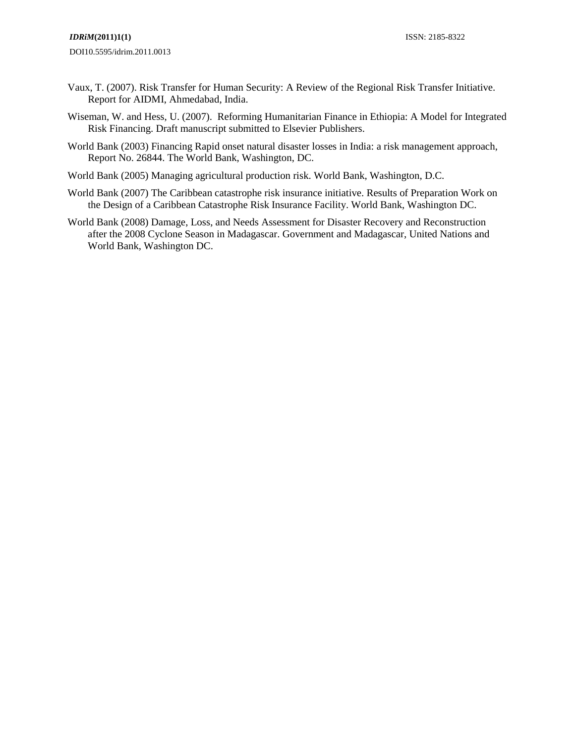Vaux, T. (2007). Risk Transfer for Human Security: A Review of the Regional Risk Transfer Initiative. Report for AIDMI, Ahmedabad, India.

Wiseman, W. and Hess, U. (2007). Reforming Humanitarian Finance in Ethiopia: A Model for Integrated Risk Financing. Draft manuscript submitted to Elsevier Publishers.

World Bank (2003) Financing Rapid onset natural disaster losses in India: a risk management approach, Report No. 26844. The World Bank, Washington, DC.

World Bank (2005) Managing agricultural production risk. World Bank, Washington, D.C.

World Bank (2007) The Caribbean catastrophe risk insurance initiative. Results of Preparation Work on the Design of a Caribbean Catastrophe Risk Insurance Facility. World Bank, Washington DC.

World Bank (2008) Damage, Loss, and Needs Assessment for Disaster Recovery and Reconstruction after the 2008 Cyclone Season in Madagascar. Government and Madagascar, United Nations and World Bank, Washington DC.